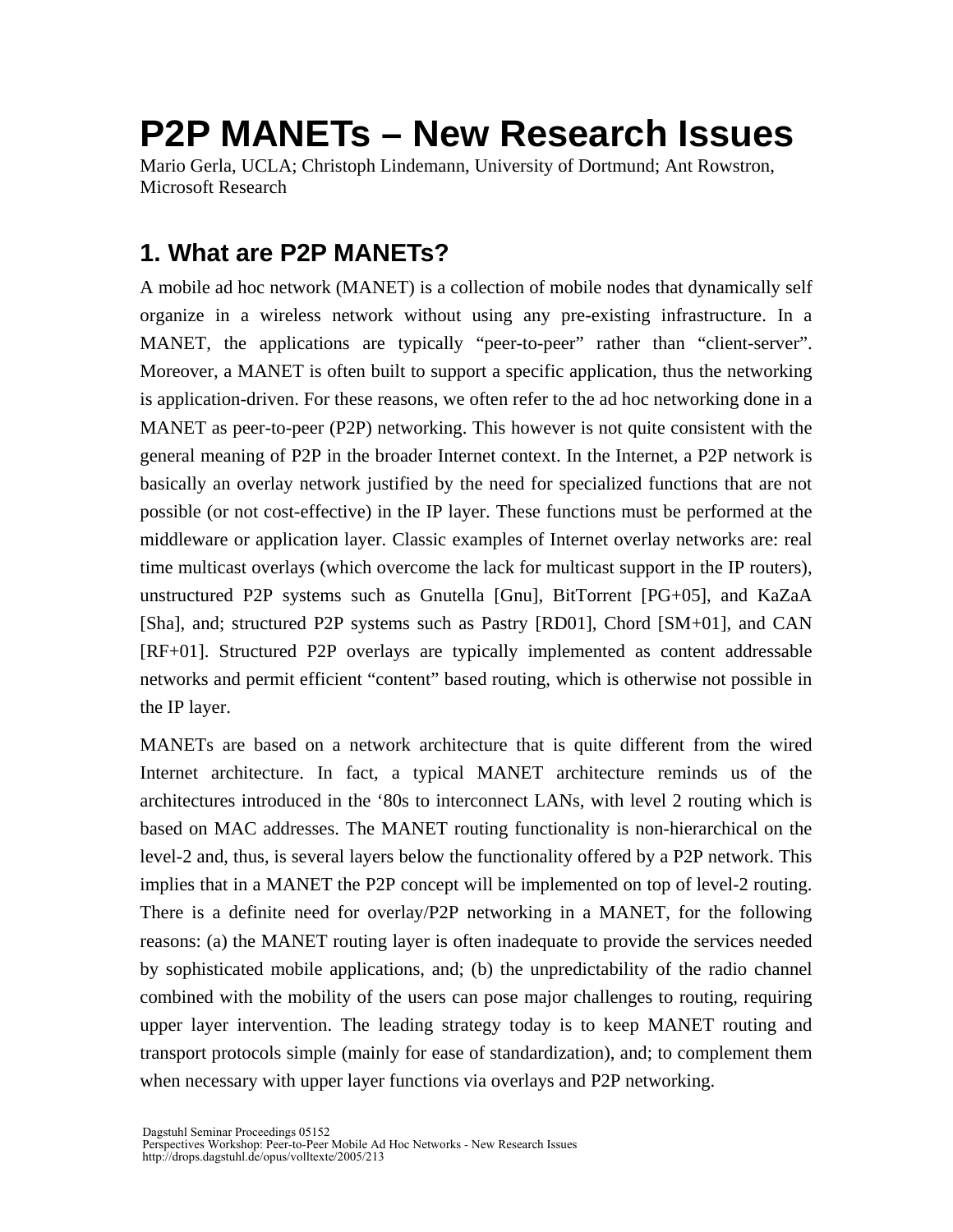# P2P MANETs – New Research Issues

Mario Gerla, UCLA; Christoph Lindemann, University of Dortmund; Ant Rowstron, Microsoft Research

## 1. What are P2P MANETs?

A mobile ad hoc network (MANET) is a collection of mobile nodes that dynamically self organize in a wireless network without using any pre-existing infrastructure. In a MANET, the applications are typically "peer-to-peer" rather than "client-server". Moreover, a MANET is often built to support a specific application, thus the networking is application-driven. For these reasons, we often refer to the ad hoc networking done in a MANET as peer-to-peer (P2P) networking. This however is not quite consistent with the general meaning of P2P in the broader Internet context. In the Internet, a P2P network is basically an overlay network justified by the need for specialized functions that are not possible (or not cost-effective) in the IP layer. These functions must be performed at the middleware or application layer. Classic examples of Internet overlay networks are: real time multicast overlays (which overcome the lack for multicast support in the IP routers), unstructured P2P systems such as Gnutella [Gnu], BitTorrent [PG+05], and KaZaA [Sha], and; structured P2P systems such as Pastry [RD01], Chord [SM+01], and CAN [RF+01]. Structured P2P overlays are typically implemented as content addressable networks and permit efficient "content" based routing, which is otherwise not possible in the IP layer.

MANETs are based on a network architecture that is quite different from the wired Internet architecture. In fact, a typical MANET architecture reminds us of the architectures introduced in the '80s to interconnect LANs, with level 2 routing which is based on MAC addresses. The MANET routing functionality is non-hierarchical on the level-2 and, thus, is several layers below the functionality offered by a P2P network. This implies that in a MANET the P2P concept will be implemented on top of level-2 routing. There is a definite need for overlay/P2P networking in a MANET, for the following reasons: (a) the MANET routing layer is often inadequate to provide the services needed by sophisticated mobile applications, and; (b) the unpredictability of the radio channel combined with the mobility of the users can pose major challenges to routing, requiring upper layer intervention. The leading strategy today is to keep MANET routing and transport protocols simple (mainly for ease of standardization), and; to complement them when necessary with upper layer functions via overlays and P2P networking.

Dagstuhl Seminar Proceedings 05152
Perspectives Workshop: Peer-to-Peer Mobile Ad Hoc Networks - New Research Issues
http://drops.dagstuhl.de/opus/volltexte/2005/213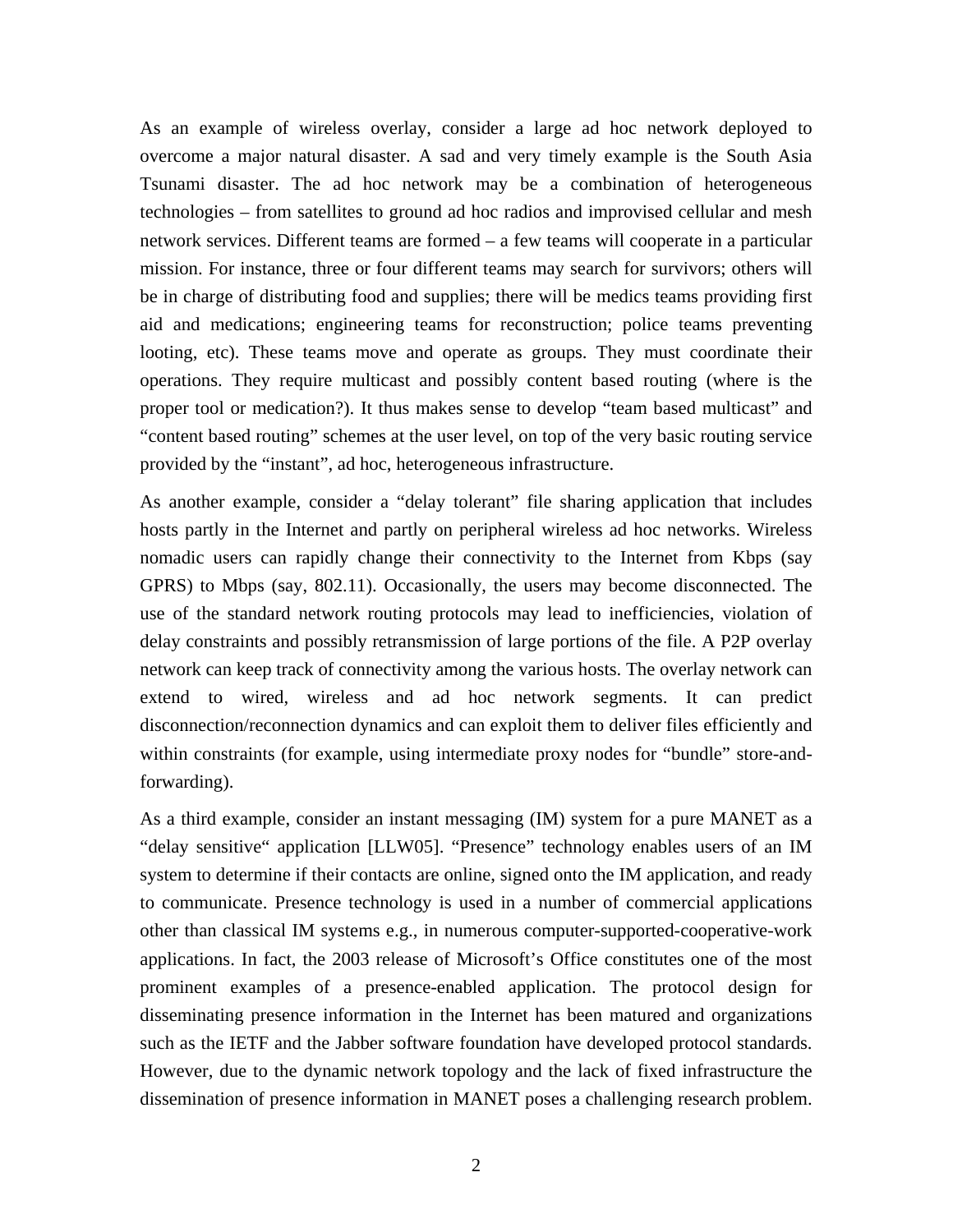As an example of wireless overlay, consider a large ad hoc network deployed to overcome a major natural disaster. A sad and very timely example is the South Asia Tsunami disaster. The ad hoc network may be a combination of heterogeneous technologies – from satellites to ground ad hoc radios and improvised cellular and mesh network services. Different teams are formed – a few teams will cooperate in a particular mission. For instance, three or four different teams may search for survivors; others will be in charge of distributing food and supplies; there will be medics teams providing first aid and medications; engineering teams for reconstruction; police teams preventing looting, etc). These teams move and operate as groups. They must coordinate their operations. They require multicast and possibly content based routing (where is the proper tool or medication?). It thus makes sense to develop "team based multicast" and "content based routing" schemes at the user level, on top of the very basic routing service provided by the "instant", ad hoc, heterogeneous infrastructure.

As another example, consider a "delay tolerant" file sharing application that includes hosts partly in the Internet and partly on peripheral wireless ad hoc networks. Wireless nomadic users can rapidly change their connectivity to the Internet from Kbps (say GPRS) to Mbps (say, 802.11). Occasionally, the users may become disconnected. The use of the standard network routing protocols may lead to inefficiencies, violation of delay constraints and possibly retransmission of large portions of the file. A P2P overlay network can keep track of connectivity among the various hosts. The overlay network can extend to wired, wireless and ad hoc network segments. It can predict disconnection/reconnection dynamics and can exploit them to deliver files efficiently and within constraints (for example, using intermediate proxy nodes for "bundle" store-and-forwarding).

As a third example, consider an instant messaging (IM) system for a pure MANET as a "delay sensitive" application [LLW05]. "Presence" technology enables users of an IM system to determine if their contacts are online, signed onto the IM application, and ready to communicate. Presence technology is used in a number of commercial applications other than classical IM systems e.g., in numerous computer-supported-cooperative-work applications. In fact, the 2003 release of Microsoft's Office constitutes one of the most prominent examples of a presence-enabled application. The protocol design for disseminating presence information in the Internet has been matured and organizations such as the IETF and the Jabber software foundation have developed protocol standards. However, due to the dynamic network topology and the lack of fixed infrastructure the dissemination of presence information in MANET poses a challenging research problem.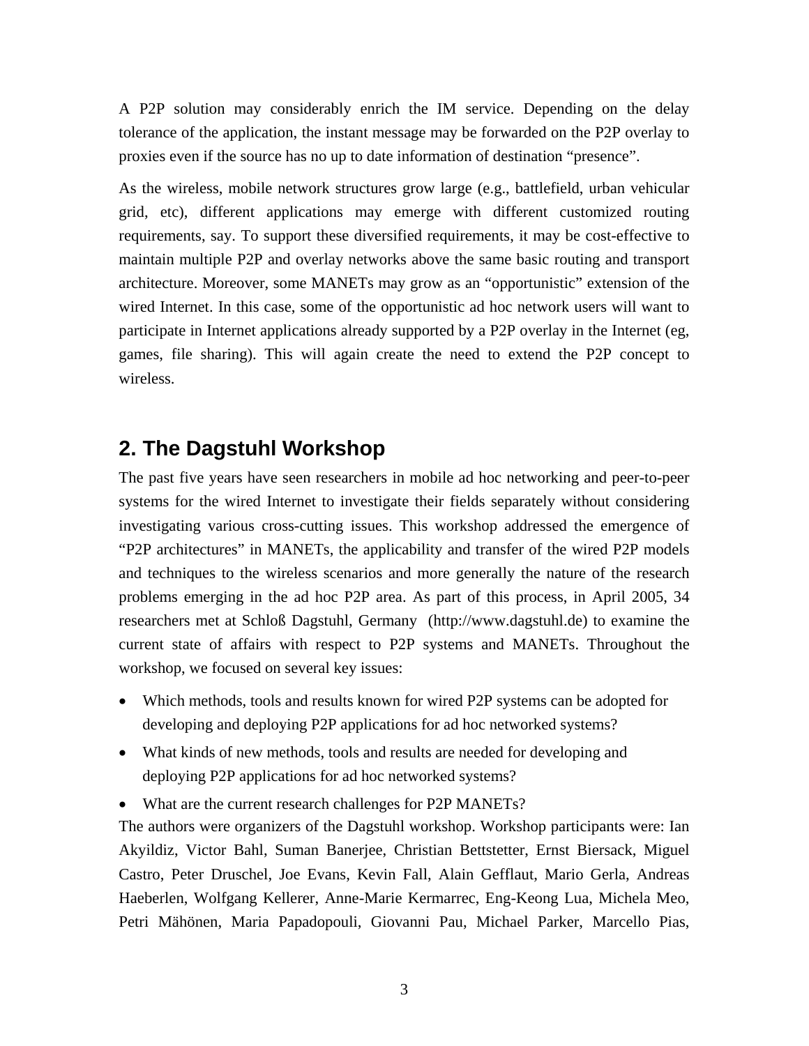A P2P solution may considerably enrich the IM service. Depending on the delay tolerance of the application, the instant message may be forwarded on the P2P overlay to proxies even if the source has no up to date information of destination "presence".

As the wireless, mobile network structures grow large (e.g., battlefield, urban vehicular grid, etc), different applications may emerge with different customized routing requirements, say. To support these diversified requirements, it may be cost-effective to maintain multiple P2P and overlay networks above the same basic routing and transport architecture. Moreover, some MANETs may grow as an "opportunistic" extension of the wired Internet. In this case, some of the opportunistic ad hoc network users will want to participate in Internet applications already supported by a P2P overlay in the Internet (eg, games, file sharing). This will again create the need to extend the P2P concept to wireless.

## 2. The Dagstuhl Workshop

The past five years have seen researchers in mobile ad hoc networking and peer-to-peer systems for the wired Internet to investigate their fields separately without considering investigating various cross-cutting issues. This workshop addressed the emergence of "P2P architectures" in MANETs, the applicability and transfer of the wired P2P models and techniques to the wireless scenarios and more generally the nature of the research problems emerging in the ad hoc P2P area. As part of this process, in April 2005, 34 researchers met at Schloß Dagstuhl, Germany (http://www.dagstuhl.de) to examine the current state of affairs with respect to P2P systems and MANETs. Throughout the workshop, we focused on several key issues:

- Which methods, tools and results known for wired P2P systems can be adopted for developing and deploying P2P applications for ad hoc networked systems?
- What kinds of new methods, tools and results are needed for developing and deploying P2P applications for ad hoc networked systems?
- What are the current research challenges for P2P MANETs?

The authors were organizers of the Dagstuhl workshop. Workshop participants were: Ian Akyildiz, Victor Bahl, Suman Banerjee, Christian Bettstetter, Ernst Biersack, Miguel Castro, Peter Druschel, Joe Evans, Kevin Fall, Alain Gefflaut, Mario Gerla, Andreas Haeberlen, Wolfgang Kellerer, Anne-Marie Kermarrec, Eng-Keong Lua, Michela Meo, Petri Mähönen, Maria Papadopouli, Giovanni Pau, Michael Parker, Marcello Pias,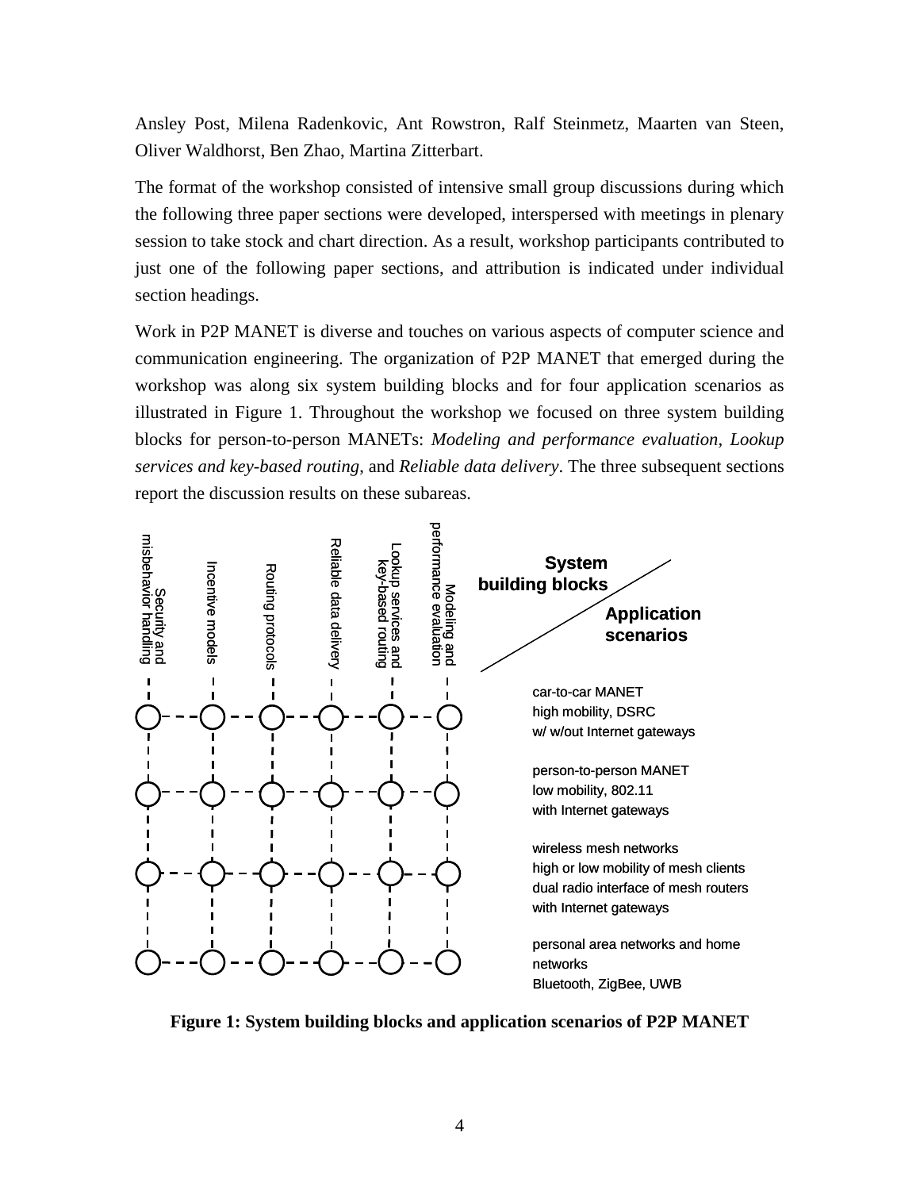Ansley Post, Milena Radenkovic, Ant Rowstron, Ralf Steinmetz, Maarten van Steen, Oliver Waldhorst, Ben Zhao, Martina Zitterbart.

The format of the workshop consisted of intensive small group discussions during which the following three paper sections were developed, interspersed with meetings in plenary session to take stock and chart direction. As a result, workshop participants contributed to just one of the following paper sections, and attribution is indicated under individual section headings.

Work in P2P MANET is diverse and touches on various aspects of computer science and communication engineering. The organization of P2P MANET that emerged during the workshop was along six system building blocks and for four application scenarios as illustrated in Figure 1. Throughout the workshop we focused on three system building blocks for person-to-person MANETs: *Modeling and performance evaluation*, *Lookup services and key-based routing*, and *Reliable data delivery*. The three subsequent sections report the discussion results on these subareas.

**Figure 1: System building blocks and application scenarios of P2P MANET**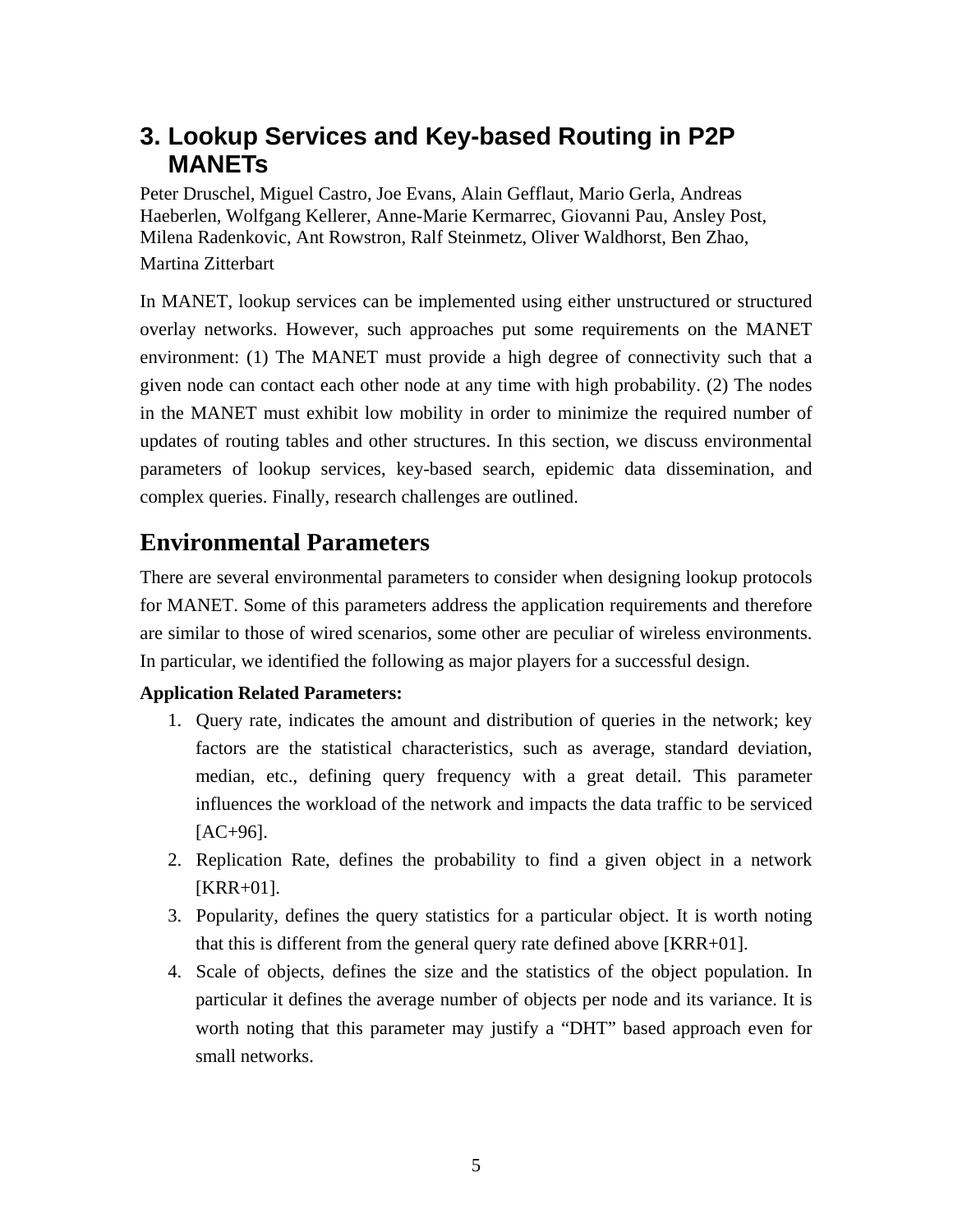# 3. Lookup Services and Key-based Routing in P2P MANETs

Peter Druschel, Miguel Castro, Joe Evans, Alain Gefflaut, Mario Gerla, Andreas Haeberlen, Wolfgang Kellerer, Anne-Marie Kermarrec, Giovanni Pau, Ansley Post, Milena Radenkovic, Ant Rowstron, Ralf Steinmetz, Oliver Waldhorst, Ben Zhao, Martina Zitterbart

In MANET, lookup services can be implemented using either unstructured or structured overlay networks. However, such approaches put some requirements on the MANET environment: (1) The MANET must provide a high degree of connectivity such that a given node can contact each other node at any time with high probability. (2) The nodes in the MANET must exhibit low mobility in order to minimize the required number of updates of routing tables and other structures. In this section, we discuss environmental parameters of lookup services, key-based search, epidemic data dissemination, and complex queries. Finally, research challenges are outlined.

## Environmental Parameters

There are several environmental parameters to consider when designing lookup protocols for MANET. Some of this parameters address the application requirements and therefore are similar to those of wired scenarios, some other are peculiar of wireless environments. In particular, we identified the following as major players for a successful design.

**Application Related Parameters:**

1. Query rate, indicates the amount and distribution of queries in the network; key factors are the statistical characteristics, such as average, standard deviation, median, etc., defining query frequency with a great detail. This parameter influences the workload of the network and impacts the data traffic to be serviced [AC+96].
2. Replication Rate, defines the probability to find a given object in a network [KRR+01].
3. Popularity, defines the query statistics for a particular object. It is worth noting that this is different from the general query rate defined above [KRR+01].
4. Scale of objects, defines the size and the statistics of the object population. In particular it defines the average number of objects per node and its variance. It is worth noting that this parameter may justify a "DHT" based approach even for small networks.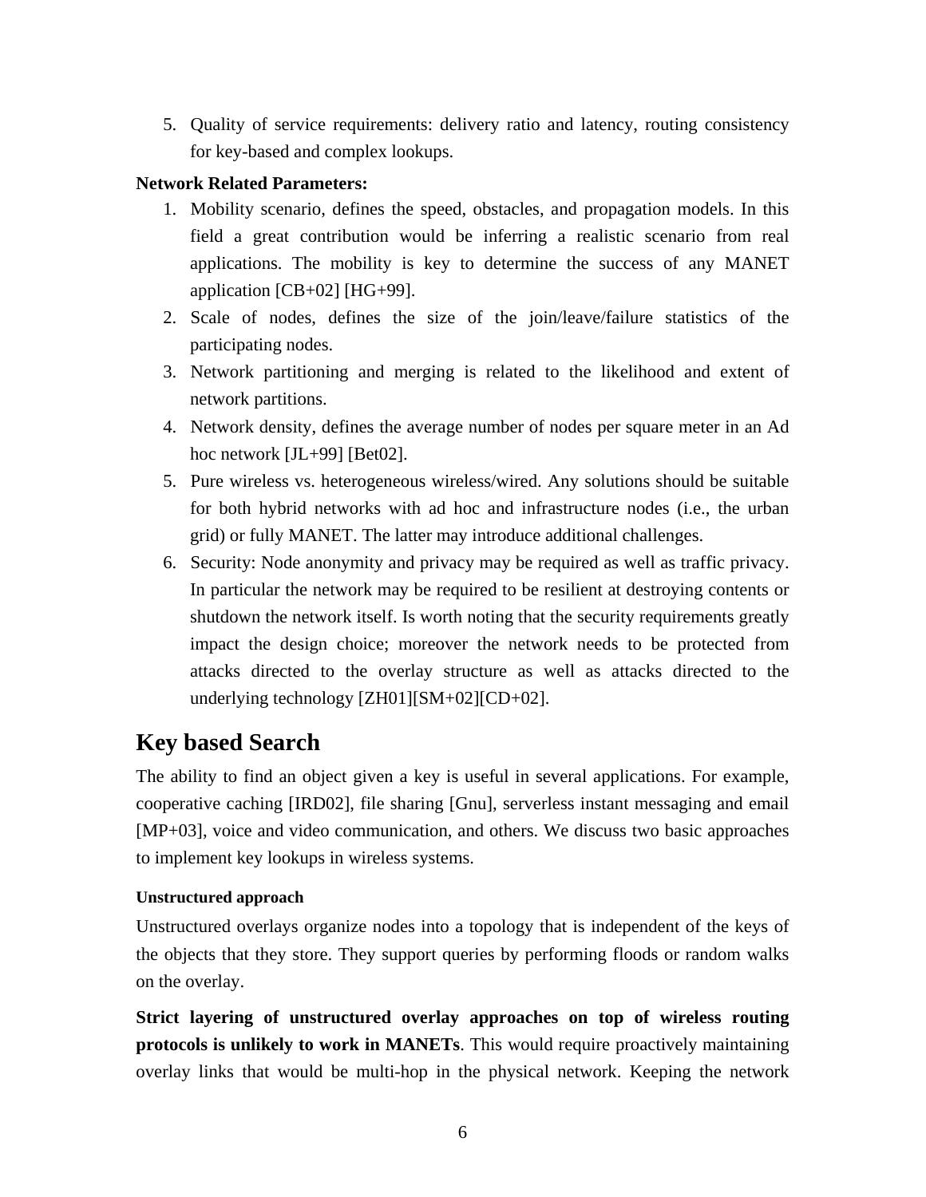5. Quality of service requirements: delivery ratio and latency, routing consistency for key-based and complex lookups.

**Network Related Parameters:**

1. Mobility scenario, defines the speed, obstacles, and propagation models. In this field a great contribution would be inferring a realistic scenario from real applications. The mobility is key to determine the success of any MANET application [CB+02] [HG+99].
2. Scale of nodes, defines the size of the join/leave/failure statistics of the participating nodes.
3. Network partitioning and merging is related to the likelihood and extent of network partitions.
4. Network density, defines the average number of nodes per square meter in an Ad hoc network [JL+99] [Bet02].
5. Pure wireless vs. heterogeneous wireless/wired. Any solutions should be suitable for both hybrid networks with ad hoc and infrastructure nodes (i.e., the urban grid) or fully MANET. The latter may introduce additional challenges.
6. Security: Node anonymity and privacy may be required as well as traffic privacy. In particular the network may be required to be resilient at destroying contents or shutdown the network itself. Is worth noting that the security requirements greatly impact the design choice; moreover the network needs to be protected from attacks directed to the overlay structure as well as attacks directed to the underlying technology [ZH01][SM+02][CD+02].

## Key based Search

The ability to find an object given a key is useful in several applications. For example, cooperative caching [IRD02], file sharing [Gnu], serverless instant messaging and email [MP+03], voice and video communication, and others. We discuss two basic approaches to implement key lookups in wireless systems.

#### Unstructured approach

Unstructured overlays organize nodes into a topology that is independent of the keys of the objects that they store. They support queries by performing floods or random walks on the overlay.

**Strict layering of unstructured overlay approaches on top of wireless routing protocols is unlikely to work in MANETs**. This would require proactively maintaining overlay links that would be multi-hop in the physical network. Keeping the network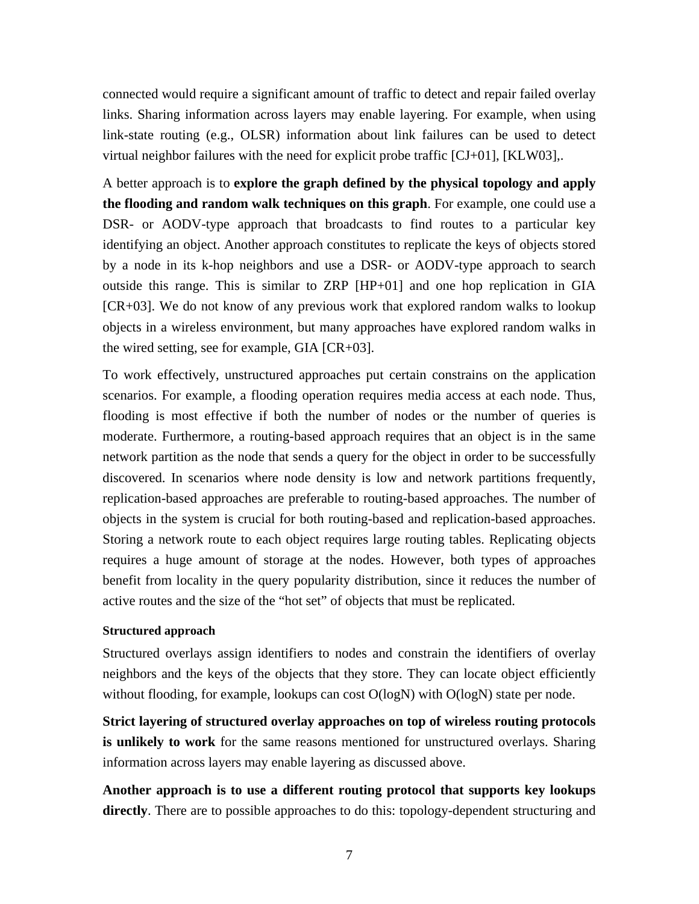connected would require a significant amount of traffic to detect and repair failed overlay links. Sharing information across layers may enable layering. For example, when using link-state routing (e.g., OLSR) information about link failures can be used to detect virtual neighbor failures with the need for explicit probe traffic [CJ+01], [KLW03],.

A better approach is to **explore the graph defined by the physical topology and apply the flooding and random walk techniques on this graph**. For example, one could use a DSR- or AODV-type approach that broadcasts to find routes to a particular key identifying an object. Another approach constitutes to replicate the keys of objects stored by a node in its k-hop neighbors and use a DSR- or AODV-type approach to search outside this range. This is similar to ZRP [HP+01] and one hop replication in GIA [CR+03]. We do not know of any previous work that explored random walks to lookup objects in a wireless environment, but many approaches have explored random walks in the wired setting, see for example, GIA [CR+03].

To work effectively, unstructured approaches put certain constrains on the application scenarios. For example, a flooding operation requires media access at each node. Thus, flooding is most effective if both the number of nodes or the number of queries is moderate. Furthermore, a routing-based approach requires that an object is in the same network partition as the node that sends a query for the object in order to be successfully discovered. In scenarios where node density is low and network partitions frequently, replication-based approaches are preferable to routing-based approaches. The number of objects in the system is crucial for both routing-based and replication-based approaches. Storing a network route to each object requires large routing tables. Replicating objects requires a huge amount of storage at the nodes. However, both types of approaches benefit from locality in the query popularity distribution, since it reduces the number of active routes and the size of the "hot set" of objects that must be replicated.

#### Structured approach

Structured overlays assign identifiers to nodes and constrain the identifiers of overlay neighbors and the keys of the objects that they store. They can locate object efficiently without flooding, for example, lookups can cost O(logN) with O(logN) state per node.

**Strict layering of structured overlay approaches on top of wireless routing protocols is unlikely to work** for the same reasons mentioned for unstructured overlays. Sharing information across layers may enable layering as discussed above.

**Another approach is to use a different routing protocol that supports key lookups directly**. There are to possible approaches to do this: topology-dependent structuring and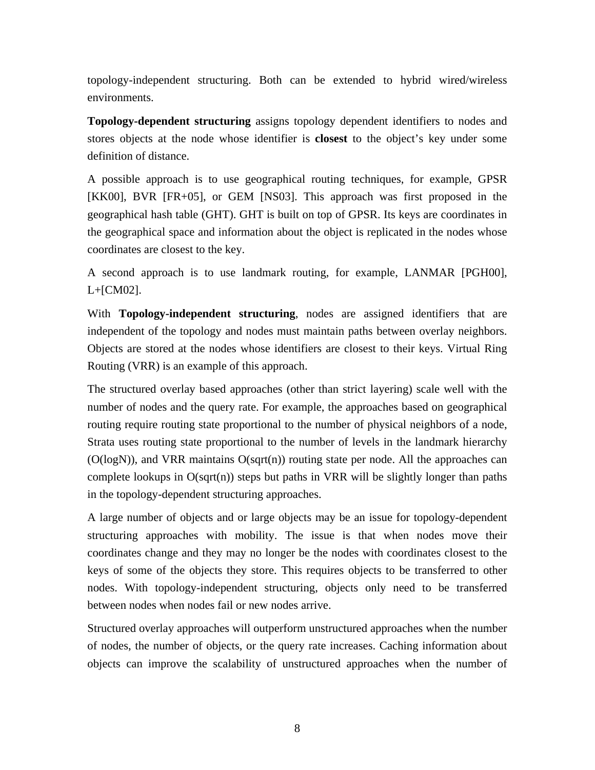topology-independent structuring. Both can be extended to hybrid wired/wireless environments.

**Topology-dependent structuring** assigns topology dependent identifiers to nodes and stores objects at the node whose identifier is **closest** to the object's key under some definition of distance.

A possible approach is to use geographical routing techniques, for example, GPSR [KK00], BVR [FR+05], or GEM [NS03]. This approach was first proposed in the geographical hash table (GHT). GHT is built on top of GPSR. Its keys are coordinates in the geographical space and information about the object is replicated in the nodes whose coordinates are closest to the key.

A second approach is to use landmark routing, for example, LANMAR [PGH00], L+[CM02].

With **Topology-independent structuring**, nodes are assigned identifiers that are independent of the topology and nodes must maintain paths between overlay neighbors. Objects are stored at the nodes whose identifiers are closest to their keys. Virtual Ring Routing (VRR) is an example of this approach.

The structured overlay based approaches (other than strict layering) scale well with the number of nodes and the query rate. For example, the approaches based on geographical routing require routing state proportional to the number of physical neighbors of a node, Strata uses routing state proportional to the number of levels in the landmark hierarchy ($O(\log N)$), and VRR maintains $O(\sqrt{n})$ routing state per node. All the approaches can complete lookups in $O(\sqrt{n})$ steps but paths in VRR will be slightly longer than paths in the topology-dependent structuring approaches.

A large number of objects and or large objects may be an issue for topology-dependent structuring approaches with mobility. The issue is that when nodes move their coordinates change and they may no longer be the nodes with coordinates closest to the keys of some of the objects they store. This requires objects to be transferred to other nodes. With topology-independent structuring, objects only need to be transferred between nodes when nodes fail or new nodes arrive.

Structured overlay approaches will outperform unstructured approaches when the number of nodes, the number of objects, or the query rate increases. Caching information about objects can improve the scalability of unstructured approaches when the number of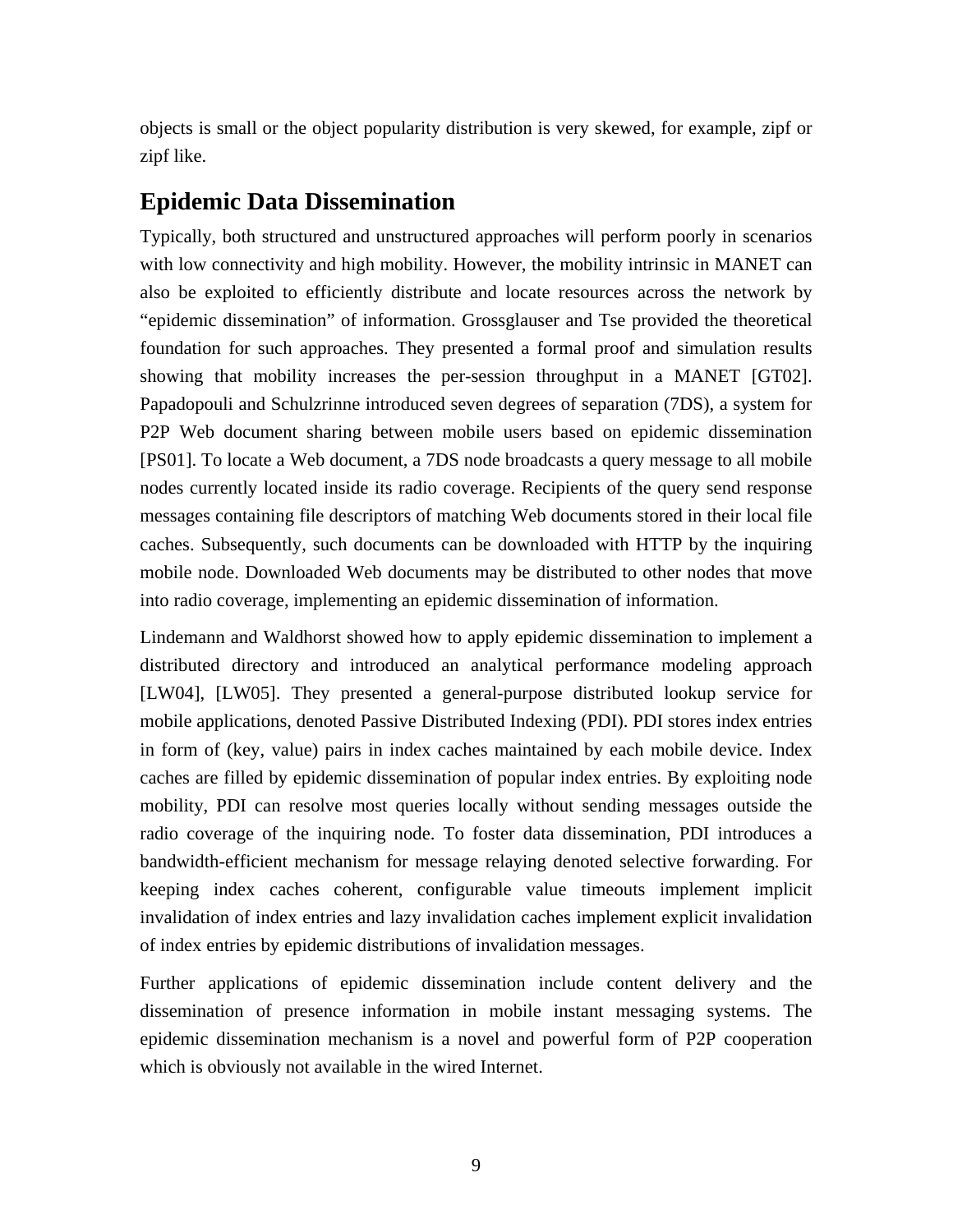objects is small or the object popularity distribution is very skewed, for example, zipf or zipf like.

## Epidemic Data Dissemination

Typically, both structured and unstructured approaches will perform poorly in scenarios with low connectivity and high mobility. However, the mobility intrinsic in MANET can also be exploited to efficiently distribute and locate resources across the network by "epidemic dissemination" of information. Grossglauser and Tse provided the theoretical foundation for such approaches. They presented a formal proof and simulation results showing that mobility increases the per-session throughput in a MANET [GT02]. Papadopouli and Schulzrinne introduced seven degrees of separation (7DS), a system for P2P Web document sharing between mobile users based on epidemic dissemination [PS01]. To locate a Web document, a 7DS node broadcasts a query message to all mobile nodes currently located inside its radio coverage. Recipients of the query send response messages containing file descriptors of matching Web documents stored in their local file caches. Subsequently, such documents can be downloaded with HTTP by the inquiring mobile node. Downloaded Web documents may be distributed to other nodes that move into radio coverage, implementing an epidemic dissemination of information.

Lindemann and Waldhorst showed how to apply epidemic dissemination to implement a distributed directory and introduced an analytical performance modeling approach [LW04], [LW05]. They presented a general-purpose distributed lookup service for mobile applications, denoted Passive Distributed Indexing (PDI). PDI stores index entries in form of (key, value) pairs in index caches maintained by each mobile device. Index caches are filled by epidemic dissemination of popular index entries. By exploiting node mobility, PDI can resolve most queries locally without sending messages outside the radio coverage of the inquiring node. To foster data dissemination, PDI introduces a bandwidth-efficient mechanism for message relaying denoted selective forwarding. For keeping index caches coherent, configurable value timeouts implement implicit invalidation of index entries and lazy invalidation caches implement explicit invalidation of index entries by epidemic distributions of invalidation messages.

Further applications of epidemic dissemination include content delivery and the dissemination of presence information in mobile instant messaging systems. The epidemic dissemination mechanism is a novel and powerful form of P2P cooperation which is obviously not available in the wired Internet.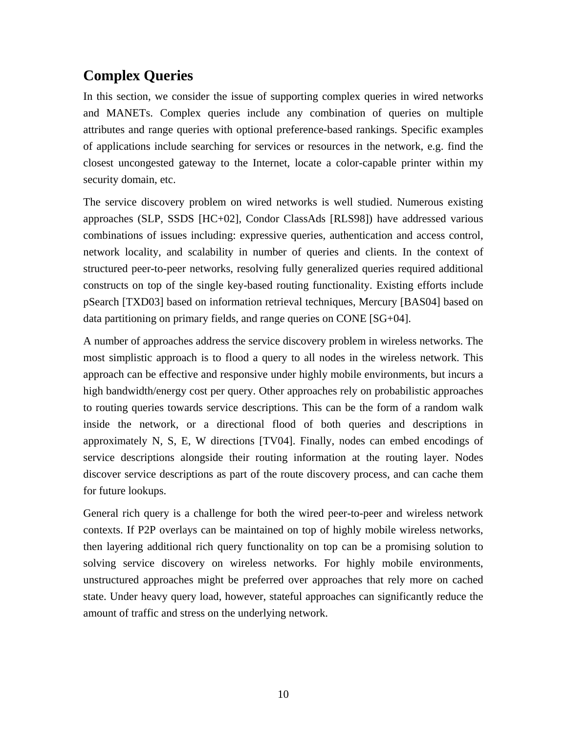## Complex Queries

In this section, we consider the issue of supporting complex queries in wired networks and MANETs. Complex queries include any combination of queries on multiple attributes and range queries with optional preference-based rankings. Specific examples of applications include searching for services or resources in the network, e.g. find the closest uncongested gateway to the Internet, locate a color-capable printer within my security domain, etc.

The service discovery problem on wired networks is well studied. Numerous existing approaches (SLP, SSDS [HC+02], Condor ClassAds [RLS98]) have addressed various combinations of issues including: expressive queries, authentication and access control, network locality, and scalability in number of queries and clients. In the context of structured peer-to-peer networks, resolving fully generalized queries required additional constructs on top of the single key-based routing functionality. Existing efforts include pSearch [TXD03] based on information retrieval techniques, Mercury [BAS04] based on data partitioning on primary fields, and range queries on CONE [SG+04].

A number of approaches address the service discovery problem in wireless networks. The most simplistic approach is to flood a query to all nodes in the wireless network. This approach can be effective and responsive under highly mobile environments, but incurs a high bandwidth/energy cost per query. Other approaches rely on probabilistic approaches to routing queries towards service descriptions. This can be the form of a random walk inside the network, or a directional flood of both queries and descriptions in approximately N, S, E, W directions [TV04]. Finally, nodes can embed encodings of service descriptions alongside their routing information at the routing layer. Nodes discover service descriptions as part of the route discovery process, and can cache them for future lookups.

General rich query is a challenge for both the wired peer-to-peer and wireless network contexts. If P2P overlays can be maintained on top of highly mobile wireless networks, then layering additional rich query functionality on top can be a promising solution to solving service discovery on wireless networks. For highly mobile environments, unstructured approaches might be preferred over approaches that rely more on cached state. Under heavy query load, however, stateful approaches can significantly reduce the amount of traffic and stress on the underlying network.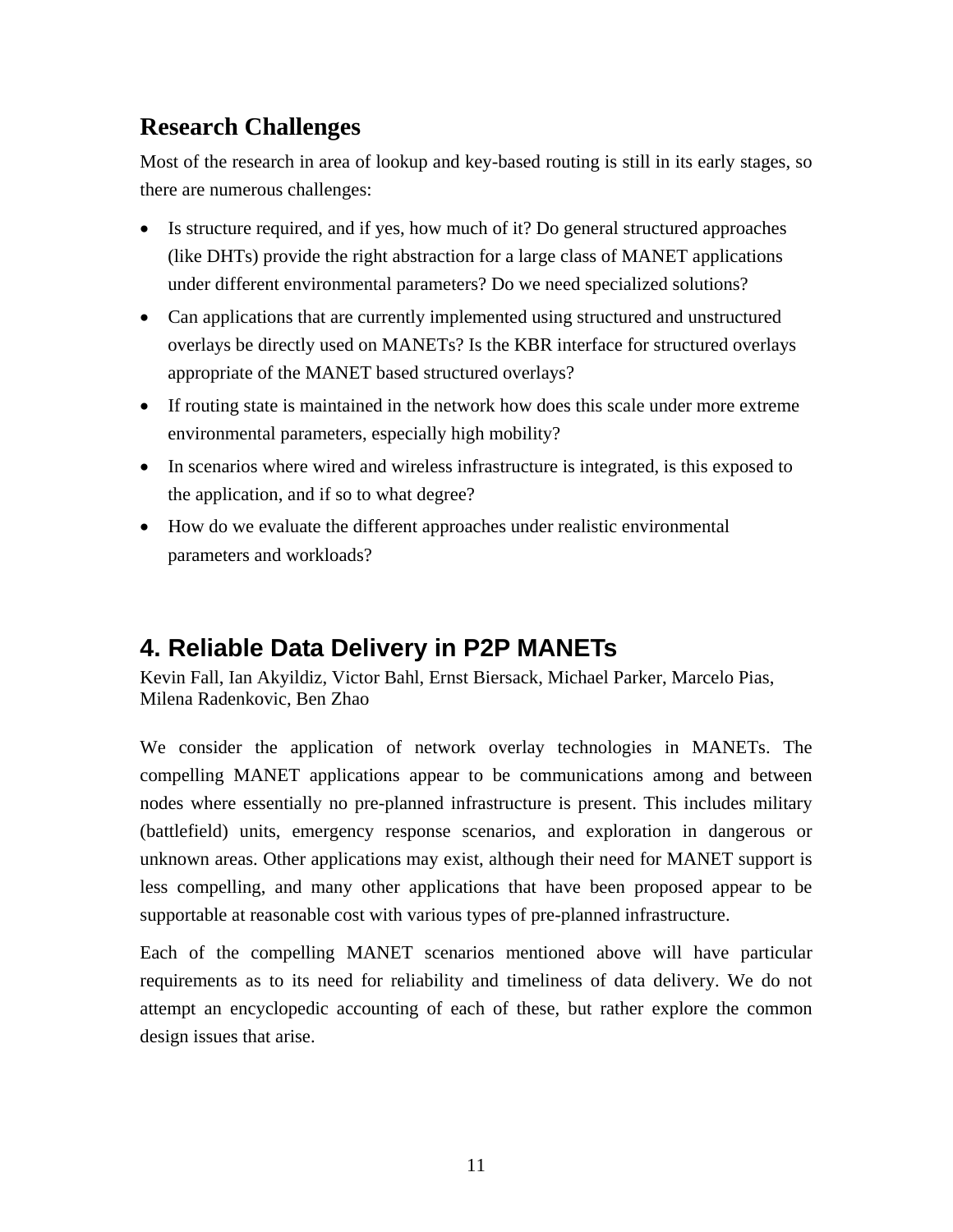## Research Challenges

Most of the research in area of lookup and key-based routing is still in its early stages, so there are numerous challenges:

- Is structure required, and if yes, how much of it? Do general structured approaches (like DHTs) provide the right abstraction for a large class of MANET applications under different environmental parameters? Do we need specialized solutions?
- Can applications that are currently implemented using structured and unstructured overlays be directly used on MANETs? Is the KBR interface for structured overlays appropriate of the MANET based structured overlays?
- If routing state is maintained in the network how does this scale under more extreme environmental parameters, especially high mobility?
- In scenarios where wired and wireless infrastructure is integrated, is this exposed to the application, and if so to what degree?
- How do we evaluate the different approaches under realistic environmental parameters and workloads?

# 4. Reliable Data Delivery in P2P MANETs

Kevin Fall, Ian Akyildiz, Victor Bahl, Ernst Biersack, Michael Parker, Marcelo Pias, Milena Radenkovic, Ben Zhao

We consider the application of network overlay technologies in MANETs. The compelling MANET applications appear to be communications among and between nodes where essentially no pre-planned infrastructure is present. This includes military (battlefield) units, emergency response scenarios, and exploration in dangerous or unknown areas. Other applications may exist, although their need for MANET support is less compelling, and many other applications that have been proposed appear to be supportable at reasonable cost with various types of pre-planned infrastructure.

Each of the compelling MANET scenarios mentioned above will have particular requirements as to its need for reliability and timeliness of data delivery. We do not attempt an encyclopedic accounting of each of these, but rather explore the common design issues that arise.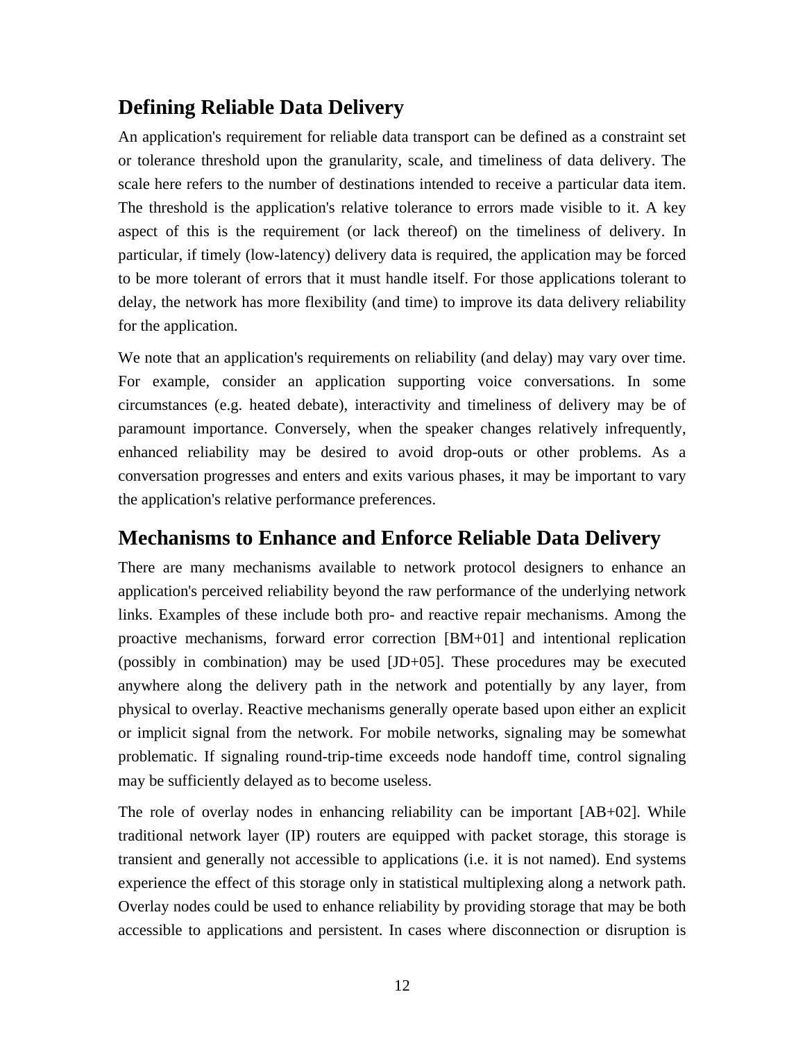## Defining Reliable Data Delivery

An application's requirement for reliable data transport can be defined as a constraint set or tolerance threshold upon the granularity, scale, and timeliness of data delivery. The scale here refers to the number of destinations intended to receive a particular data item. The threshold is the application's relative tolerance to errors made visible to it. A key aspect of this is the requirement (or lack thereof) on the timeliness of delivery. In particular, if timely (low-latency) delivery data is required, the application may be forced to be more tolerant of errors that it must handle itself. For those applications tolerant to delay, the network has more flexibility (and time) to improve its data delivery reliability for the application.

We note that an application's requirements on reliability (and delay) may vary over time. For example, consider an application supporting voice conversations. In some circumstances (e.g. heated debate), interactivity and timeliness of delivery may be of paramount importance. Conversely, when the speaker changes relatively infrequently, enhanced reliability may be desired to avoid drop-outs or other problems. As a conversation progresses and enters and exits various phases, it may be important to vary the application's relative performance preferences.

## Mechanisms to Enhance and Enforce Reliable Data Delivery

There are many mechanisms available to network protocol designers to enhance an application's perceived reliability beyond the raw performance of the underlying network links. Examples of these include both pro- and reactive repair mechanisms. Among the proactive mechanisms, forward error correction [BM+01] and intentional replication (possibly in combination) may be used [JD+05]. These procedures may be executed anywhere along the delivery path in the network and potentially by any layer, from physical to overlay. Reactive mechanisms generally operate based upon either an explicit or implicit signal from the network. For mobile networks, signaling may be somewhat problematic. If signaling round-trip-time exceeds node handoff time, control signaling may be sufficiently delayed as to become useless.

The role of overlay nodes in enhancing reliability can be important [AB+02]. While traditional network layer (IP) routers are equipped with packet storage, this storage is transient and generally not accessible to applications (i.e. it is not named). End systems experience the effect of this storage only in statistical multiplexing along a network path. Overlay nodes could be used to enhance reliability by providing storage that may be both accessible to applications and persistent. In cases where disconnection or disruption is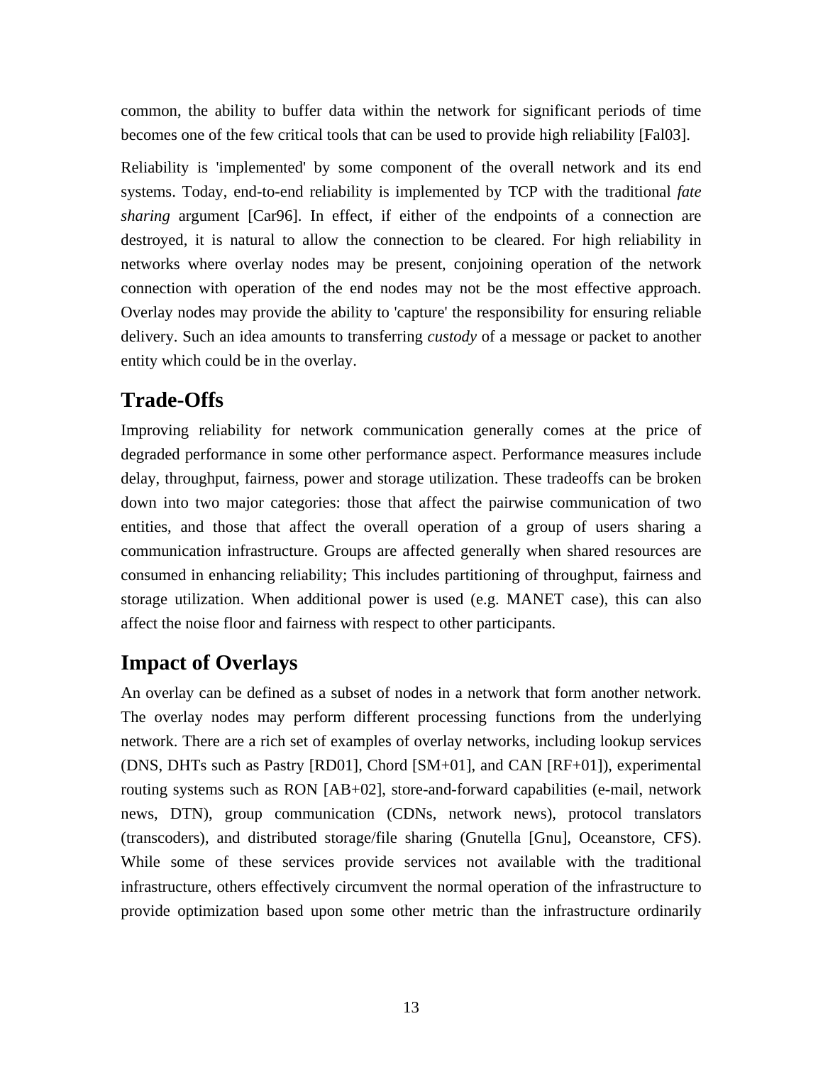common, the ability to buffer data within the network for significant periods of time becomes one of the few critical tools that can be used to provide high reliability [Fal03].

Reliability is 'implemented' by some component of the overall network and its end systems. Today, end-to-end reliability is implemented by TCP with the traditional *fate sharing* argument [Car96]. In effect, if either of the endpoints of a connection are destroyed, it is natural to allow the connection to be cleared. For high reliability in networks where overlay nodes may be present, conjoining operation of the network connection with operation of the end nodes may not be the most effective approach. Overlay nodes may provide the ability to 'capture' the responsibility for ensuring reliable delivery. Such an idea amounts to transferring *custody* of a message or packet to another entity which could be in the overlay.

## Trade-Offs

Improving reliability for network communication generally comes at the price of degraded performance in some other performance aspect. Performance measures include delay, throughput, fairness, power and storage utilization. These tradeoffs can be broken down into two major categories: those that affect the pairwise communication of two entities, and those that affect the overall operation of a group of users sharing a communication infrastructure. Groups are affected generally when shared resources are consumed in enhancing reliability; This includes partitioning of throughput, fairness and storage utilization. When additional power is used (e.g. MANET case), this can also affect the noise floor and fairness with respect to other participants.

## Impact of Overlays

An overlay can be defined as a subset of nodes in a network that form another network. The overlay nodes may perform different processing functions from the underlying network. There are a rich set of examples of overlay networks, including lookup services (DNS, DHTs such as Pastry [RD01], Chord [SM+01], and CAN [RF+01]), experimental routing systems such as RON [AB+02], store-and-forward capabilities (e-mail, network news, DTN), group communication (CDNs, network news), protocol translators (transcoders), and distributed storage/file sharing (Gnutella [Gnu], Oceanstore, CFS). While some of these services provide services not available with the traditional infrastructure, others effectively circumvent the normal operation of the infrastructure to provide optimization based upon some other metric than the infrastructure ordinarily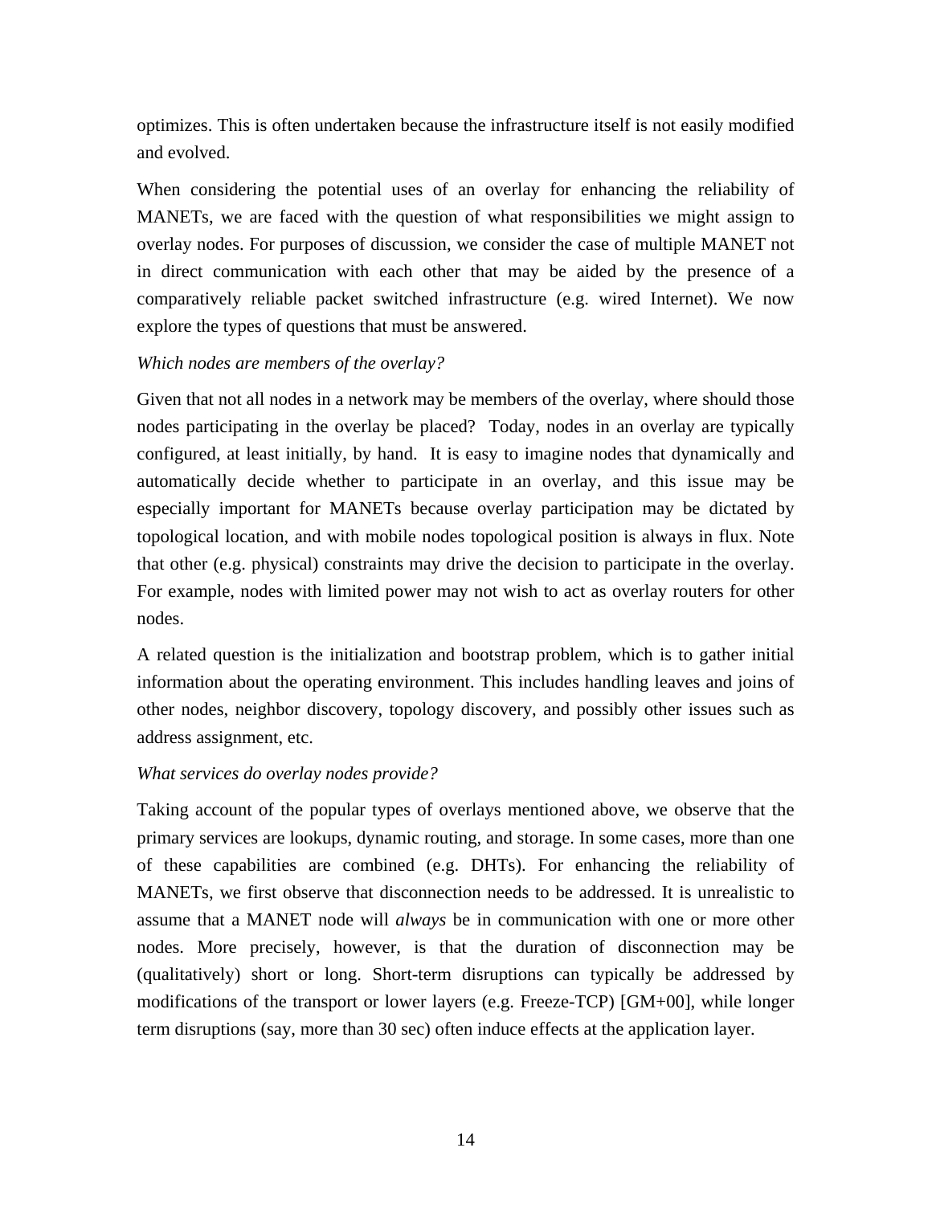optimizes. This is often undertaken because the infrastructure itself is not easily modified and evolved.

When considering the potential uses of an overlay for enhancing the reliability of MANETs, we are faced with the question of what responsibilities we might assign to overlay nodes. For purposes of discussion, we consider the case of multiple MANET not in direct communication with each other that may be aided by the presence of a comparatively reliable packet switched infrastructure (e.g. wired Internet). We now explore the types of questions that must be answered.

*Which nodes are members of the overlay?*

Given that not all nodes in a network may be members of the overlay, where should those nodes participating in the overlay be placed? Today, nodes in an overlay are typically configured, at least initially, by hand. It is easy to imagine nodes that dynamically and automatically decide whether to participate in an overlay, and this issue may be especially important for MANETs because overlay participation may be dictated by topological location, and with mobile nodes topological position is always in flux. Note that other (e.g. physical) constraints may drive the decision to participate in the overlay. For example, nodes with limited power may not wish to act as overlay routers for other nodes.

A related question is the initialization and bootstrap problem, which is to gather initial information about the operating environment. This includes handling leaves and joins of other nodes, neighbor discovery, topology discovery, and possibly other issues such as address assignment, etc.

*What services do overlay nodes provide?*

Taking account of the popular types of overlays mentioned above, we observe that the primary services are lookups, dynamic routing, and storage. In some cases, more than one of these capabilities are combined (e.g. DHTs). For enhancing the reliability of MANETs, we first observe that disconnection needs to be addressed. It is unrealistic to assume that a MANET node will *always* be in communication with one or more other nodes. More precisely, however, is that the duration of disconnection may be (qualitatively) short or long. Short-term disruptions can typically be addressed by modifications of the transport or lower layers (e.g. Freeze-TCP) [GM+00], while longer term disruptions (say, more than 30 sec) often induce effects at the application layer.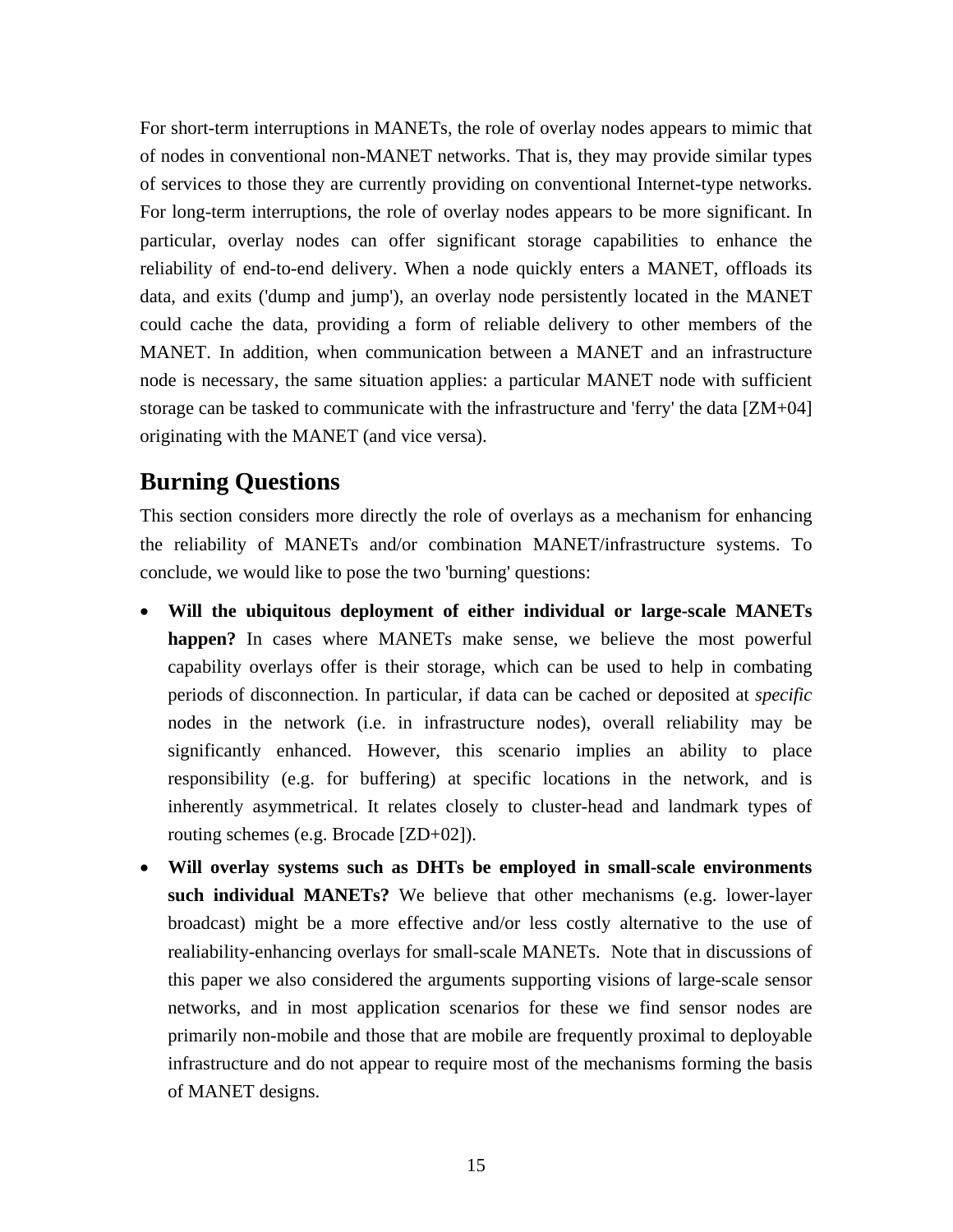For short-term interruptions in MANETs, the role of overlay nodes appears to mimic that of nodes in conventional non-MANET networks. That is, they may provide similar types of services to those they are currently providing on conventional Internet-type networks. For long-term interruptions, the role of overlay nodes appears to be more significant. In particular, overlay nodes can offer significant storage capabilities to enhance the reliability of end-to-end delivery. When a node quickly enters a MANET, offloads its data, and exits ('dump and jump'), an overlay node persistently located in the MANET could cache the data, providing a form of reliable delivery to other members of the MANET. In addition, when communication between a MANET and an infrastructure node is necessary, the same situation applies: a particular MANET node with sufficient storage can be tasked to communicate with the infrastructure and 'ferry' the data [ZM+04] originating with the MANET (and vice versa).

## Burning Questions

This section considers more directly the role of overlays as a mechanism for enhancing the reliability of MANETs and/or combination MANET/infrastructure systems. To conclude, we would like to pose the two 'burning' questions:

- **Will the ubiquitous deployment of either individual or large-scale MANETs happen?** In cases where MANETs make sense, we believe the most powerful capability overlays offer is their storage, which can be used to help in combating periods of disconnection. In particular, if data can be cached or deposited at *specific* nodes in the network (i.e. in infrastructure nodes), overall reliability may be significantly enhanced. However, this scenario implies an ability to place responsibility (e.g. for buffering) at specific locations in the network, and is inherently asymmetrical. It relates closely to cluster-head and landmark types of routing schemes (e.g. Brocade [ZD+02]).
- **Will overlay systems such as DHTs be employed in small-scale environments such individual MANETs?** We believe that other mechanisms (e.g. lower-layer broadcast) might be a more effective and/or less costly alternative to the use of realiability-enhancing overlays for small-scale MANETs. Note that in discussions of this paper we also considered the arguments supporting visions of large-scale sensor networks, and in most application scenarios for these we find sensor nodes are primarily non-mobile and those that are mobile are frequently proximal to deployable infrastructure and do not appear to require most of the mechanisms forming the basis of MANET designs.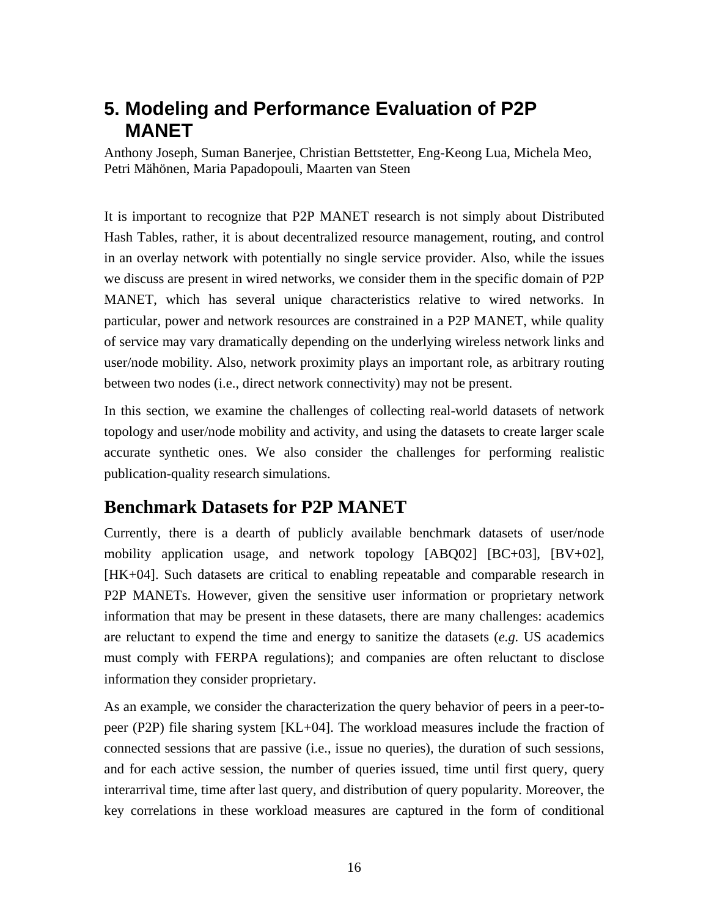# 5. Modeling and Performance Evaluation of P2P MANET

Anthony Joseph, Suman Banerjee, Christian Bettstetter, Eng-Keong Lua, Michela Meo, Petri Mähönen, Maria Papadopouli, Maarten van Steen

It is important to recognize that P2P MANET research is not simply about Distributed Hash Tables, rather, it is about decentralized resource management, routing, and control in an overlay network with potentially no single service provider. Also, while the issues we discuss are present in wired networks, we consider them in the specific domain of P2P MANET, which has several unique characteristics relative to wired networks. In particular, power and network resources are constrained in a P2P MANET, while quality of service may vary dramatically depending on the underlying wireless network links and user/node mobility. Also, network proximity plays an important role, as arbitrary routing between two nodes (i.e., direct network connectivity) may not be present.

In this section, we examine the challenges of collecting real-world datasets of network topology and user/node mobility and activity, and using the datasets to create larger scale accurate synthetic ones. We also consider the challenges for performing realistic publication-quality research simulations.

## Benchmark Datasets for P2P MANET

Currently, there is a dearth of publicly available benchmark datasets of user/node mobility application usage, and network topology [ABQ02] [BC+03], [BV+02], [HK+04]. Such datasets are critical to enabling repeatable and comparable research in P2P MANETs. However, given the sensitive user information or proprietary network information that may be present in these datasets, there are many challenges: academics are reluctant to expend the time and energy to sanitize the datasets (*e.g.* US academics must comply with FERPA regulations); and companies are often reluctant to disclose information they consider proprietary.

As an example, we consider the characterization the query behavior of peers in a peer-to-peer (P2P) file sharing system [KL+04]. The workload measures include the fraction of connected sessions that are passive (i.e., issue no queries), the duration of such sessions, and for each active session, the number of queries issued, time until first query, query interarrival time, time after last query, and distribution of query popularity. Moreover, the key correlations in these workload measures are captured in the form of conditional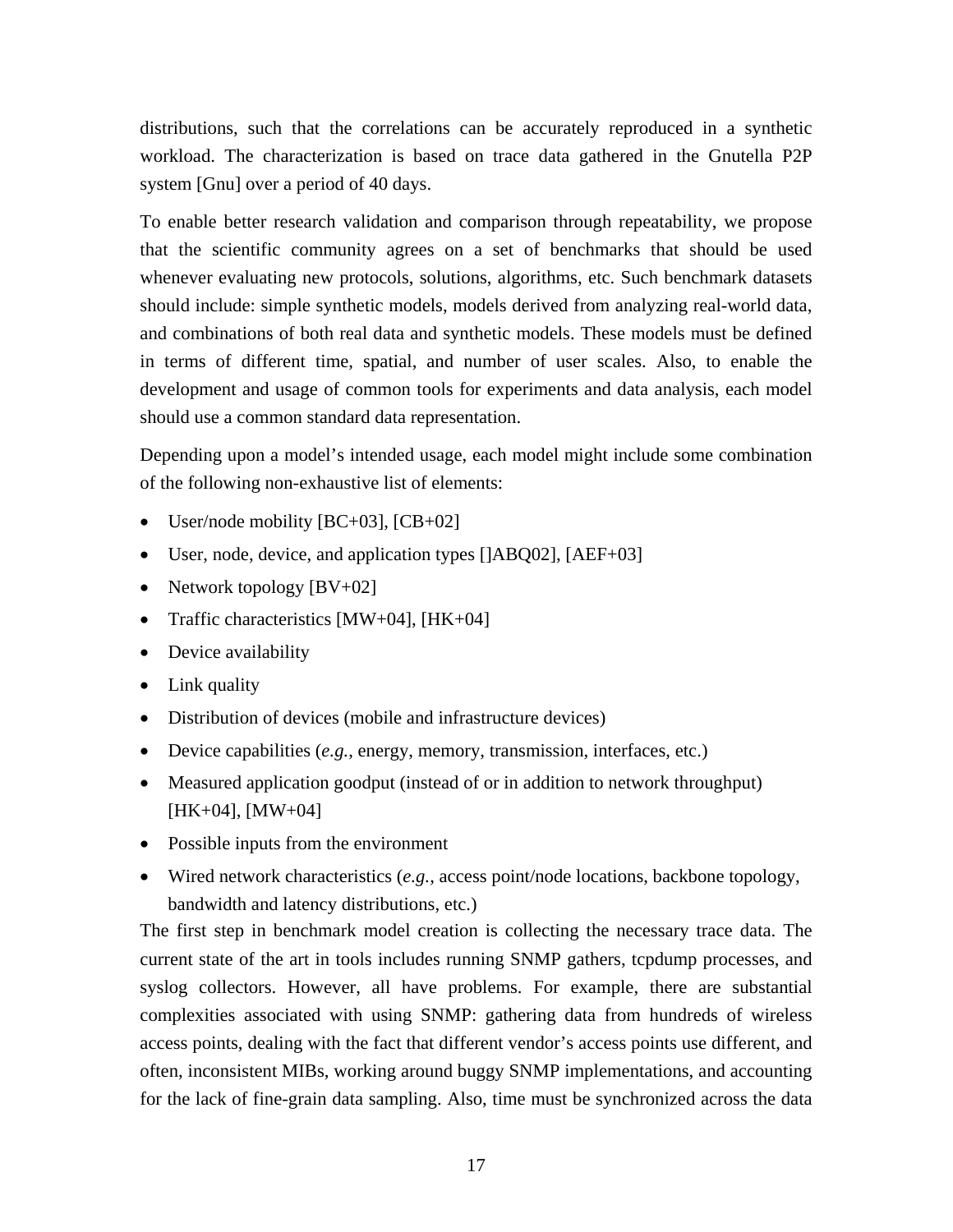distributions, such that the correlations can be accurately reproduced in a synthetic workload. The characterization is based on trace data gathered in the Gnutella P2P system [Gnu] over a period of 40 days.

To enable better research validation and comparison through repeatability, we propose that the scientific community agrees on a set of benchmarks that should be used whenever evaluating new protocols, solutions, algorithms, etc. Such benchmark datasets should include: simple synthetic models, models derived from analyzing real-world data, and combinations of both real data and synthetic models. These models must be defined in terms of different time, spatial, and number of user scales. Also, to enable the development and usage of common tools for experiments and data analysis, each model should use a common standard data representation.

Depending upon a model's intended usage, each model might include some combination of the following non-exhaustive list of elements:

- User/node mobility [BC+03], [CB+02]
- User, node, device, and application types []ABQ02], [AEF+03]
- Network topology [BV+02]
- Traffic characteristics [MW+04], [HK+04]
- Device availability
- Link quality
- Distribution of devices (mobile and infrastructure devices)
- Device capabilities (*e.g.*, energy, memory, transmission, interfaces, etc.)
- Measured application goodput (instead of or in addition to network throughput) [HK+04], [MW+04]
- Possible inputs from the environment
- Wired network characteristics (*e.g.*, access point/node locations, backbone topology, bandwidth and latency distributions, etc.)

The first step in benchmark model creation is collecting the necessary trace data. The current state of the art in tools includes running SNMP gathers, tcpdump processes, and syslog collectors. However, all have problems. For example, there are substantial complexities associated with using SNMP: gathering data from hundreds of wireless access points, dealing with the fact that different vendor's access points use different, and often, inconsistent MIBs, working around buggy SNMP implementations, and accounting for the lack of fine-grain data sampling. Also, time must be synchronized across the data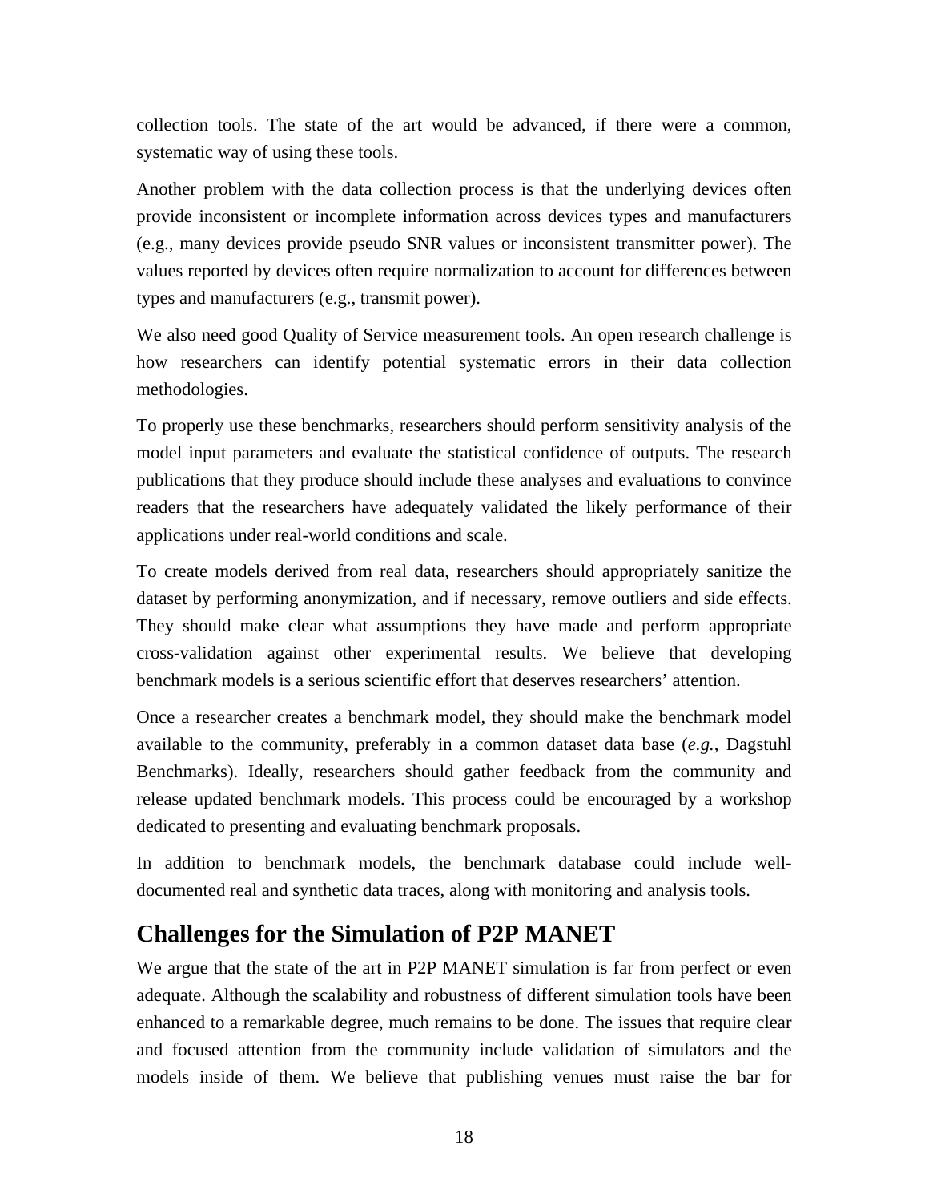collection tools. The state of the art would be advanced, if there were a common, systematic way of using these tools.

Another problem with the data collection process is that the underlying devices often provide inconsistent or incomplete information across devices types and manufacturers (e.g., many devices provide pseudo SNR values or inconsistent transmitter power). The values reported by devices often require normalization to account for differences between types and manufacturers (e.g., transmit power).

We also need good Quality of Service measurement tools. An open research challenge is how researchers can identify potential systematic errors in their data collection methodologies.

To properly use these benchmarks, researchers should perform sensitivity analysis of the model input parameters and evaluate the statistical confidence of outputs. The research publications that they produce should include these analyses and evaluations to convince readers that the researchers have adequately validated the likely performance of their applications under real-world conditions and scale.

To create models derived from real data, researchers should appropriately sanitize the dataset by performing anonymization, and if necessary, remove outliers and side effects. They should make clear what assumptions they have made and perform appropriate cross-validation against other experimental results. We believe that developing benchmark models is a serious scientific effort that deserves researchers' attention.

Once a researcher creates a benchmark model, they should make the benchmark model available to the community, preferably in a common dataset data base (*e.g.*, Dagstuhl Benchmarks). Ideally, researchers should gather feedback from the community and release updated benchmark models. This process could be encouraged by a workshop dedicated to presenting and evaluating benchmark proposals.

In addition to benchmark models, the benchmark database could include well-documented real and synthetic data traces, along with monitoring and analysis tools.

## Challenges for the Simulation of P2P MANET

We argue that the state of the art in P2P MANET simulation is far from perfect or even adequate. Although the scalability and robustness of different simulation tools have been enhanced to a remarkable degree, much remains to be done. The issues that require clear and focused attention from the community include validation of simulators and the models inside of them. We believe that publishing venues must raise the bar for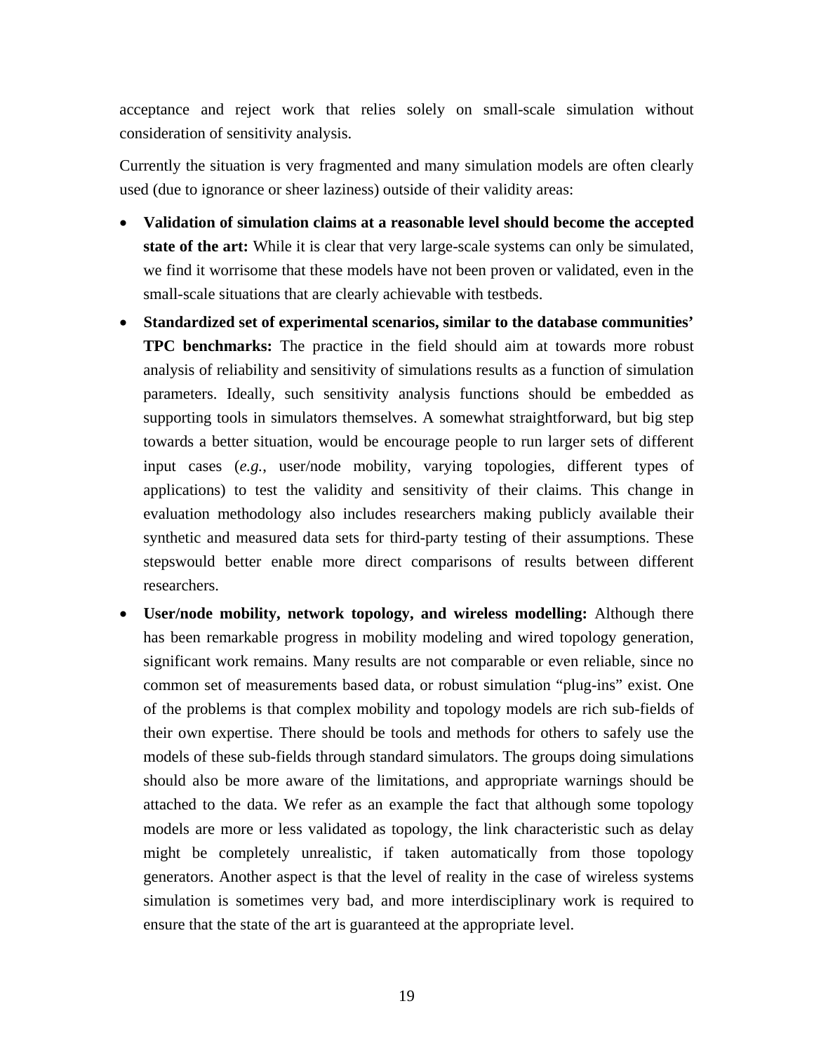acceptance and reject work that relies solely on small-scale simulation without consideration of sensitivity analysis.

Currently the situation is very fragmented and many simulation models are often clearly used (due to ignorance or sheer laziness) outside of their validity areas:

- **Validation of simulation claims at a reasonable level should become the accepted state of the art:** While it is clear that very large-scale systems can only be simulated, we find it worrisome that these models have not been proven or validated, even in the small-scale situations that are clearly achievable with testbeds.
- **Standardized set of experimental scenarios, similar to the database communities' TPC benchmarks:** The practice in the field should aim at towards more robust analysis of reliability and sensitivity of simulations results as a function of simulation parameters. Ideally, such sensitivity analysis functions should be embedded as supporting tools in simulators themselves. A somewhat straightforward, but big step towards a better situation, would be encourage people to run larger sets of different input cases (*e.g.*, user/node mobility, varying topologies, different types of applications) to test the validity and sensitivity of their claims. This change in evaluation methodology also includes researchers making publicly available their synthetic and measured data sets for third-party testing of their assumptions. These stepswould better enable more direct comparisons of results between different researchers.
- **User/node mobility, network topology, and wireless modelling:** Although there has been remarkable progress in mobility modeling and wired topology generation, significant work remains. Many results are not comparable or even reliable, since no common set of measurements based data, or robust simulation "plug-ins" exist. One of the problems is that complex mobility and topology models are rich sub-fields of their own expertise. There should be tools and methods for others to safely use the models of these sub-fields through standard simulators. The groups doing simulations should also be more aware of the limitations, and appropriate warnings should be attached to the data. We refer as an example the fact that although some topology models are more or less validated as topology, the link characteristic such as delay might be completely unrealistic, if taken automatically from those topology generators. Another aspect is that the level of reality in the case of wireless systems simulation is sometimes very bad, and more interdisciplinary work is required to ensure that the state of the art is guaranteed at the appropriate level.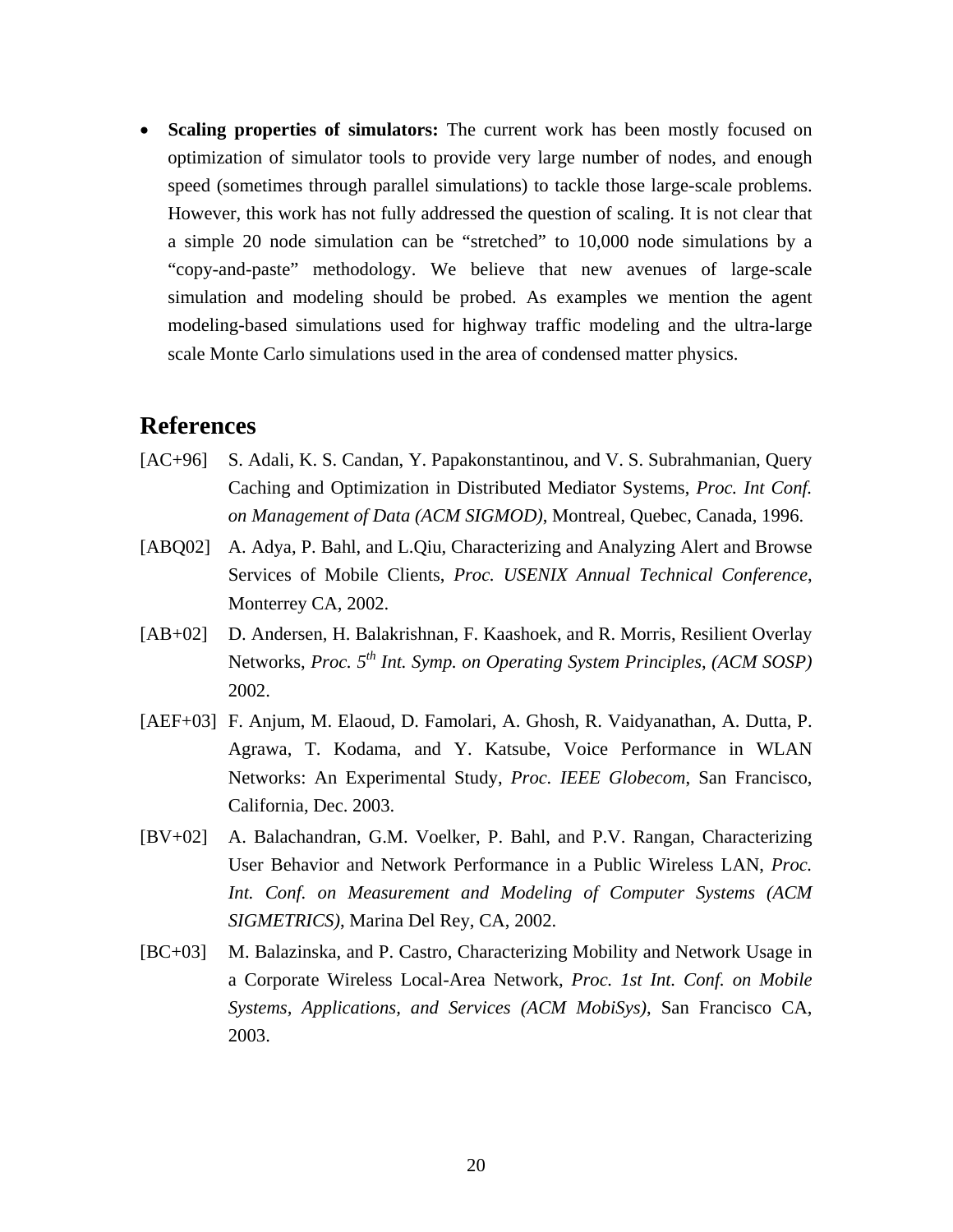- **Scaling properties of simulators:** The current work has been mostly focused on optimization of simulator tools to provide very large number of nodes, and enough speed (sometimes through parallel simulations) to tackle those large-scale problems. However, this work has not fully addressed the question of scaling. It is not clear that a simple 20 node simulation can be "stretched" to 10,000 node simulations by a "copy-and-paste" methodology. We believe that new avenues of large-scale simulation and modeling should be probed. As examples we mention the agent modeling-based simulations used for highway traffic modeling and the ultra-large scale Monte Carlo simulations used in the area of condensed matter physics.

# References

[AC+96] S. Adali, K. S. Candan, Y. Papakonstantinou, and V. S. Subrahmanian, Query Caching and Optimization in Distributed Mediator Systems, *Proc. Int Conf. on Management of Data (ACM SIGMOD)*, Montreal, Quebec, Canada, 1996.

[ABQ02] A. Adya, P. Bahl, and L.Qiu, Characterizing and Analyzing Alert and Browse Services of Mobile Clients, *Proc. USENIX Annual Technical Conference*, Monterrey CA, 2002.

[AB+02] D. Andersen, H. Balakrishnan, F. Kaashoek, and R. Morris, Resilient Overlay Networks, *Proc. 5th Int. Symp. on Operating System Principles, (ACM SOSP)* 2002.

[AEF+03] F. Anjum, M. Elaoud, D. Famolari, A. Ghosh, R. Vaidyanathan, A. Dutta, P. Agrawa, T. Kodama, and Y. Katsube, Voice Performance in WLAN Networks: An Experimental Study, *Proc. IEEE Globecom*, San Francisco, California, Dec. 2003.

[BV+02] A. Balachandran, G.M. Voelker, P. Bahl, and P.V. Rangan, Characterizing User Behavior and Network Performance in a Public Wireless LAN, *Proc. Int. Conf. on Measurement and Modeling of Computer Systems (ACM SIGMETRICS)*, Marina Del Rey, CA, 2002.

[BC+03] M. Balazinska, and P. Castro, Characterizing Mobility and Network Usage in a Corporate Wireless Local-Area Network, *Proc. 1st Int. Conf. on Mobile Systems, Applications, and Services (ACM MobiSys)*, San Francisco CA, 2003.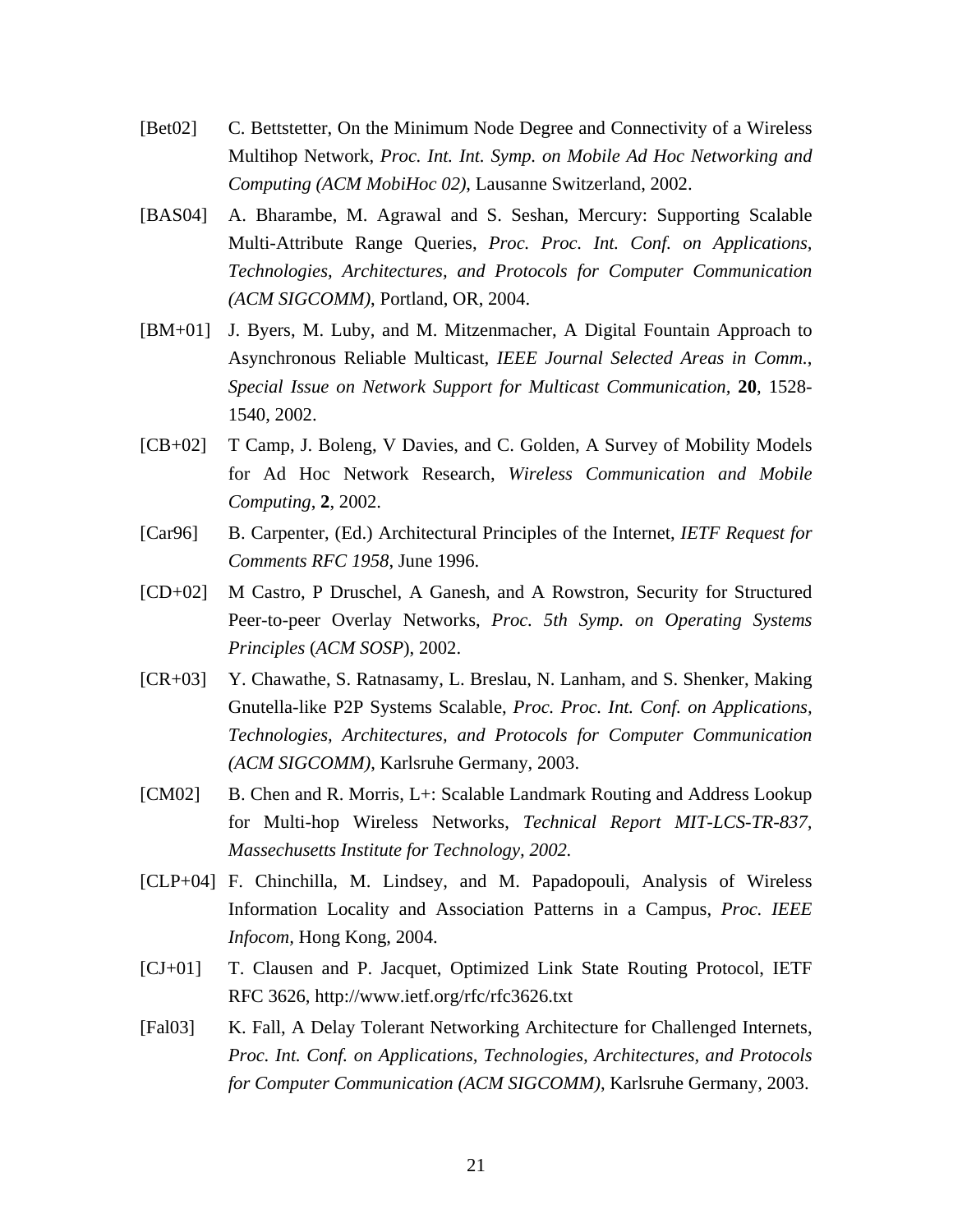[Bet02] C. Bettstetter, On the Minimum Node Degree and Connectivity of a Wireless Multihop Network, *Proc. Int. Int. Symp. on Mobile Ad Hoc Networking and Computing (ACM MobiHoc 02)*, Lausanne Switzerland, 2002.

[BAS04] A. Bharambe, M. Agrawal and S. Seshan, Mercury: Supporting Scalable Multi-Attribute Range Queries, *Proc. Proc. Int. Conf. on Applications, Technologies, Architectures, and Protocols for Computer Communication (ACM SIGCOMM)*, Portland, OR, 2004.

[BM+01] J. Byers, M. Luby, and M. Mitzenmacher, A Digital Fountain Approach to Asynchronous Reliable Multicast, *IEEE Journal Selected Areas in Comm., Special Issue on Network Support for Multicast Communication*, **20**, 1528-1540, 2002.

[CB+02] T Camp, J. Boleng, V Davies, and C. Golden, A Survey of Mobility Models for Ad Hoc Network Research, *Wireless Communication and Mobile Computing*, **2**, 2002.

[Car96] B. Carpenter, (Ed.) Architectural Principles of the Internet, *IETF Request for Comments RFC 1958,* June 1996.

[CD+02] M Castro, P Druschel, A Ganesh, and A Rowstron, Security for Structured Peer-to-peer Overlay Networks, *Proc. 5th Symp. on Operating Systems Principles* (*ACM SOSP*), 2002.

[CR+03] Y. Chawathe, S. Ratnasamy, L. Breslau, N. Lanham, and S. Shenker, Making Gnutella-like P2P Systems Scalable, *Proc. Proc. Int. Conf. on Applications, Technologies, Architectures, and Protocols for Computer Communication (ACM SIGCOMM)*, Karlsruhe Germany, 2003.

[CM02] B. Chen and R. Morris, L+: Scalable Landmark Routing and Address Lookup for Multi-hop Wireless Networks, *Technical Report MIT-LCS-TR-837, Massechusetts Institute for Technology, 2002.*

[CLP+04] F. Chinchilla, M. Lindsey, and M. Papadopouli, Analysis of Wireless Information Locality and Association Patterns in a Campus, *Proc. IEEE Infocom,* Hong Kong, 2004.

[CJ+01] T. Clausen and P. Jacquet, Optimized Link State Routing Protocol, IETF RFC 3626, http://www.ietf.org/rfc/rfc3626.txt

[Fal03] K. Fall, A Delay Tolerant Networking Architecture for Challenged Internets, *Proc. Int. Conf. on Applications, Technologies, Architectures, and Protocols for Computer Communication (ACM SIGCOMM)*, Karlsruhe Germany, 2003.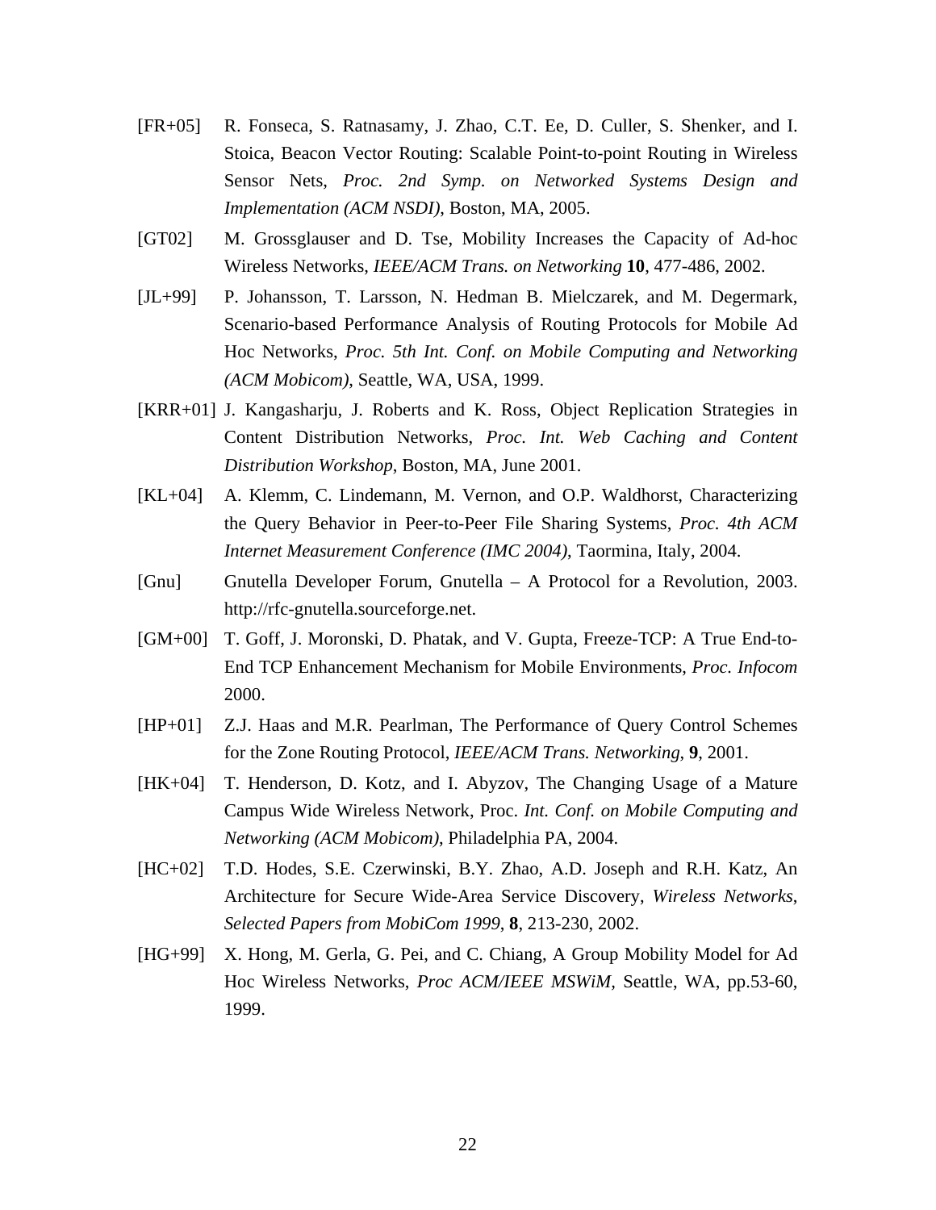[FR+05] R. Fonseca, S. Ratnasamy, J. Zhao, C.T. Ee, D. Culler, S. Shenker, and I. Stoica, Beacon Vector Routing: Scalable Point-to-point Routing in Wireless Sensor Nets, *Proc. 2nd Symp. on Networked Systems Design and Implementation (ACM NSDI)*, Boston, MA, 2005.

[GT02] M. Grossglauser and D. Tse, Mobility Increases the Capacity of Ad-hoc Wireless Networks, *IEEE/ACM Trans. on Networking* **10**, 477-486, 2002.

[JL+99] P. Johansson, T. Larsson, N. Hedman B. Mielczarek, and M. Degermark, Scenario-based Performance Analysis of Routing Protocols for Mobile Ad Hoc Networks, *Proc. 5th Int. Conf. on Mobile Computing and Networking (ACM Mobicom)*, Seattle, WA, USA, 1999.

[KRR+01] J. Kangasharju, J. Roberts and K. Ross, Object Replication Strategies in Content Distribution Networks, *Proc. Int. Web Caching and Content Distribution Workshop*, Boston, MA, June 2001.

[KL+04] A. Klemm, C. Lindemann, M. Vernon, and O.P. Waldhorst, Characterizing the Query Behavior in Peer-to-Peer File Sharing Systems, *Proc. 4th ACM Internet Measurement Conference (IMC 2004)*, Taormina, Italy, 2004.

[Gnu] Gnutella Developer Forum, Gnutella – A Protocol for a Revolution, 2003. http://rfc-gnutella.sourceforge.net.

[GM+00] T. Goff, J. Moronski, D. Phatak, and V. Gupta, Freeze-TCP: A True End-to-End TCP Enhancement Mechanism for Mobile Environments, *Proc. Infocom* 2000.

[HP+01] Z.J. Haas and M.R. Pearlman, The Performance of Query Control Schemes for the Zone Routing Protocol, *IEEE/ACM Trans. Networking*, **9**, 2001.

[HK+04] T. Henderson, D. Kotz, and I. Abyzov, The Changing Usage of a Mature Campus Wide Wireless Network, Proc. *Int. Conf. on Mobile Computing and Networking (ACM Mobicom)*, Philadelphia PA, 2004.

[HC+02] T.D. Hodes, S.E. Czerwinski, B.Y. Zhao, A.D. Joseph and R.H. Katz, An Architecture for Secure Wide-Area Service Discovery, *Wireless Networks, Selected Papers from MobiCom 1999*, **8**, 213-230, 2002.

[HG+99] X. Hong, M. Gerla, G. Pei, and C. Chiang, A Group Mobility Model for Ad Hoc Wireless Networks, *Proc ACM/IEEE MSWiM,* Seattle, WA, pp.53-60, 1999.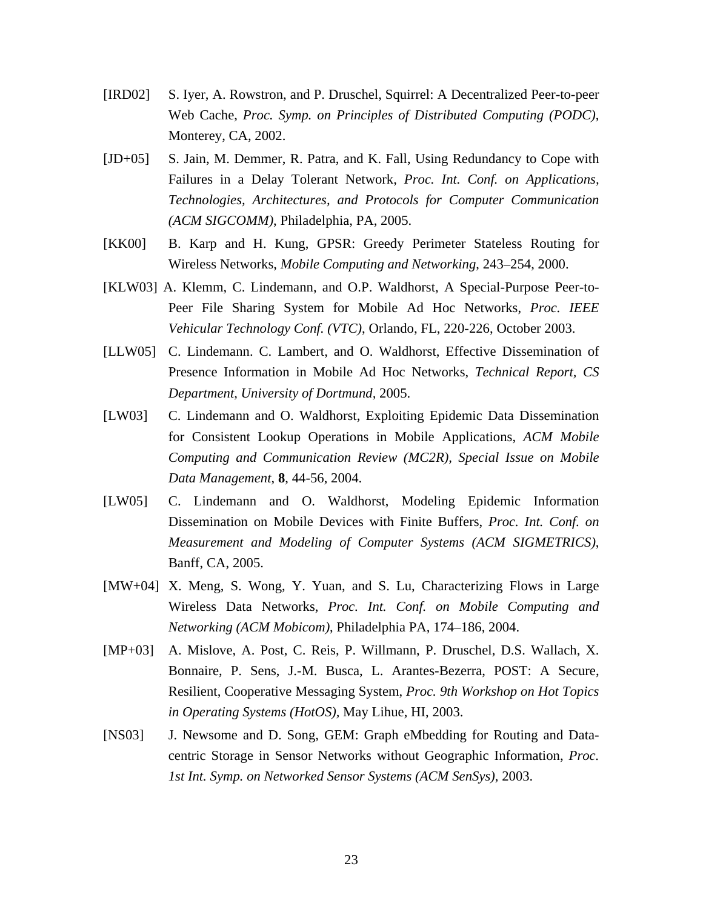[IRD02] S. Iyer, A. Rowstron, and P. Druschel, Squirrel: A Decentralized Peer-to-peer Web Cache, *Proc. Symp. on Principles of Distributed Computing (PODC)*, Monterey, CA, 2002.

[JD+05] S. Jain, M. Demmer, R. Patra, and K. Fall, Using Redundancy to Cope with Failures in a Delay Tolerant Network, *Proc. Int. Conf. on Applications, Technologies, Architectures, and Protocols for Computer Communication (ACM SIGCOMM)*, Philadelphia, PA, 2005.

[KK00] B. Karp and H. Kung, GPSR: Greedy Perimeter Stateless Routing for Wireless Networks, *Mobile Computing and Networking*, 243–254, 2000.

[KLW03] A. Klemm, C. Lindemann, and O.P. Waldhorst, A Special-Purpose Peer-to-Peer File Sharing System for Mobile Ad Hoc Networks, *Proc. IEEE Vehicular Technology Conf. (VTC)*, Orlando, FL, 220-226, October 2003.

[LLW05] C. Lindemann. C. Lambert, and O. Waldhorst, Effective Dissemination of Presence Information in Mobile Ad Hoc Networks, *Technical Report, CS Department, University of Dortmund*, 2005.

[LW03] C. Lindemann and O. Waldhorst, Exploiting Epidemic Data Dissemination for Consistent Lookup Operations in Mobile Applications, *ACM Mobile Computing and Communication Review (MC2R), Special Issue on Mobile Data Management*, **8**, 44-56, 2004.

[LW05] C. Lindemann and O. Waldhorst, Modeling Epidemic Information Dissemination on Mobile Devices with Finite Buffers, *Proc. Int. Conf. on Measurement and Modeling of Computer Systems (ACM SIGMETRICS)*, Banff, CA, 2005.

[MW+04] X. Meng, S. Wong, Y. Yuan, and S. Lu, Characterizing Flows in Large Wireless Data Networks, *Proc. Int. Conf. on Mobile Computing and Networking (ACM Mobicom)*, Philadelphia PA, 174–186, 2004.

[MP+03] A. Mislove, A. Post, C. Reis, P. Willmann, P. Druschel, D.S. Wallach, X. Bonnaire, P. Sens, J.-M. Busca, L. Arantes-Bezerra, POST: A Secure, Resilient, Cooperative Messaging System, *Proc. 9th Workshop on Hot Topics in Operating Systems (HotOS)*, May Lihue, HI, 2003.

[NS03] J. Newsome and D. Song, GEM: Graph eMbedding for Routing and Data-centric Storage in Sensor Networks without Geographic Information, *Proc. 1st Int. Symp. on Networked Sensor Systems (ACM SenSys)*, 2003.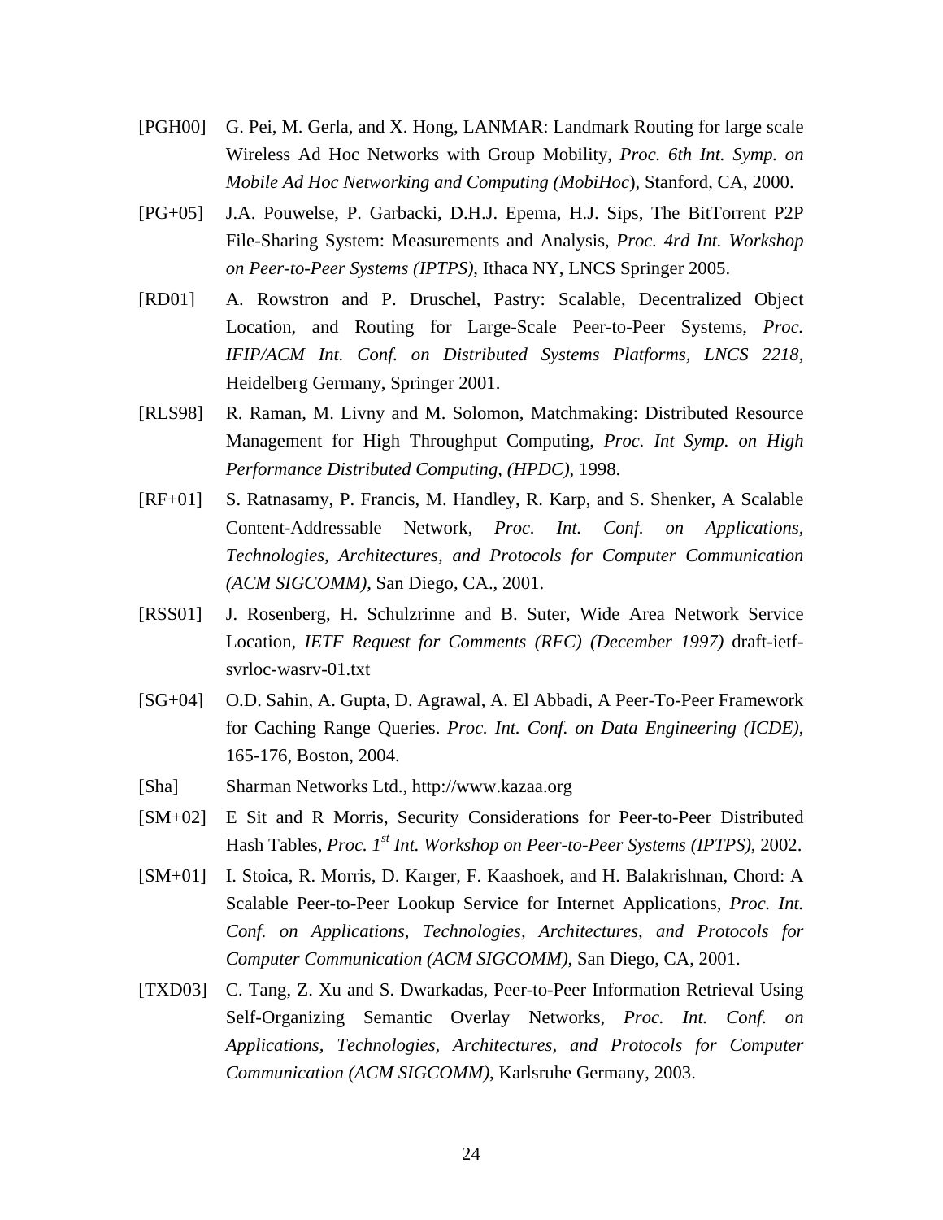[PGH00] G. Pei, M. Gerla, and X. Hong, LANMAR: Landmark Routing for large scale Wireless Ad Hoc Networks with Group Mobility, *Proc. 6th Int. Symp. on Mobile Ad Hoc Networking and Computing (MobiHoc*), Stanford, CA, 2000.

[PG+05] J.A. Pouwelse, P. Garbacki, D.H.J. Epema, H.J. Sips, The BitTorrent P2P File-Sharing System: Measurements and Analysis, *Proc. 4rd Int. Workshop on Peer-to-Peer Systems (IPTPS)*, Ithaca NY, LNCS Springer 2005.

[RD01] A. Rowstron and P. Druschel, Pastry: Scalable, Decentralized Object Location, and Routing for Large-Scale Peer-to-Peer Systems, *Proc. IFIP/ACM Int. Conf. on Distributed Systems Platforms, LNCS 2218*, Heidelberg Germany, Springer 2001.

[RLS98] R. Raman, M. Livny and M. Solomon, Matchmaking: Distributed Resource Management for High Throughput Computing, *Proc. Int Symp. on High Performance Distributed Computing, (HPDC)*, 1998.

[RF+01] S. Ratnasamy, P. Francis, M. Handley, R. Karp, and S. Shenker, A Scalable Content-Addressable Network, *Proc. Int. Conf. on Applications, Technologies, Architectures, and Protocols for Computer Communication (ACM SIGCOMM)*, San Diego, CA., 2001.

[RSS01] J. Rosenberg, H. Schulzrinne and B. Suter, Wide Area Network Service Location, *IETF Request for Comments (RFC) (December 1997)* draft-ietf-svrloc-wasrv-01.txt

[SG+04] O.D. Sahin, A. Gupta, D. Agrawal, A. El Abbadi, A Peer-To-Peer Framework for Caching Range Queries. *Proc. Int. Conf. on Data Engineering (ICDE)*, 165-176, Boston, 2004.

[Sha] Sharman Networks Ltd., http://www.kazaa.org

[SM+02] E Sit and R Morris, Security Considerations for Peer-to-Peer Distributed Hash Tables, *Proc. 1st Int. Workshop on Peer-to-Peer Systems (IPTPS)*, 2002.

[SM+01] I. Stoica, R. Morris, D. Karger, F. Kaashoek, and H. Balakrishnan, Chord: A Scalable Peer-to-Peer Lookup Service for Internet Applications, *Proc. Int. Conf. on Applications, Technologies, Architectures, and Protocols for Computer Communication (ACM SIGCOMM)*, San Diego, CA, 2001.

[TXD03] C. Tang, Z. Xu and S. Dwarkadas, Peer-to-Peer Information Retrieval Using Self-Organizing Semantic Overlay Networks, *Proc. Int. Conf. on Applications, Technologies, Architectures, and Protocols for Computer Communication (ACM SIGCOMM)*, Karlsruhe Germany, 2003.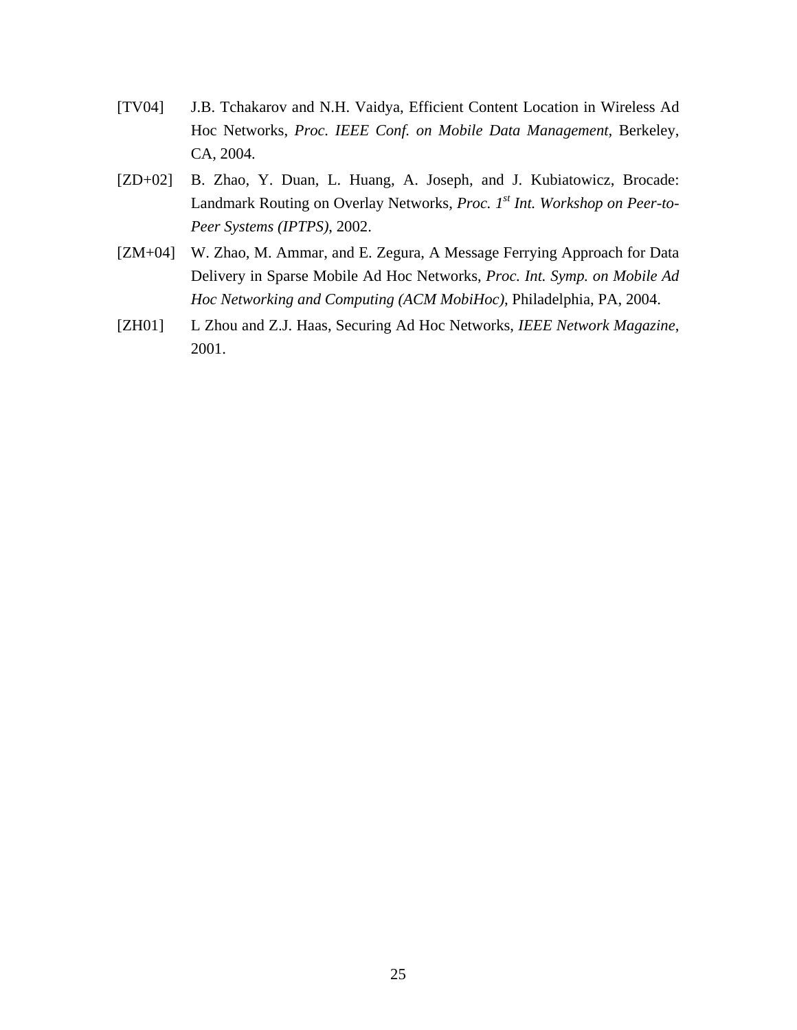[TV04] J.B. Tchakarov and N.H. Vaidya, Efficient Content Location in Wireless Ad Hoc Networks, *Proc. IEEE Conf. on Mobile Data Management*, Berkeley, CA, 2004.

[ZD+02] B. Zhao, Y. Duan, L. Huang, A. Joseph, and J. Kubiatowicz, Brocade: Landmark Routing on Overlay Networks, *Proc. 1st Int. Workshop on Peer-to-Peer Systems (IPTPS)*, 2002.

[ZM+04] W. Zhao, M. Ammar, and E. Zegura, A Message Ferrying Approach for Data Delivery in Sparse Mobile Ad Hoc Networks, *Proc. Int. Symp. on Mobile Ad Hoc Networking and Computing (ACM MobiHoc)*, Philadelphia, PA, 2004.

[ZH01] L Zhou and Z.J. Haas, Securing Ad Hoc Networks, *IEEE Network Magazine*, 2001.